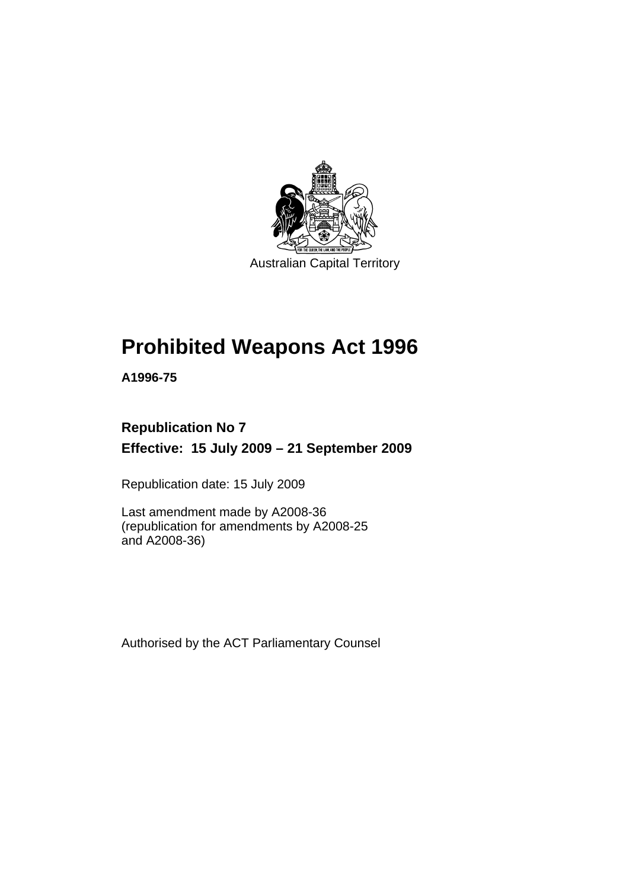Australian Capital Territory

# Prohibited Weapons Act 1996

**A1996-75**

**Republication No 7**

**Effective: 15 July 2009 – 21 September 2009**

Republication date: 15 July 2009

Last amendment made by A2008-36
(republication for amendments by A2008-25
and A2008-36)

Authorised by the ACT Parliamentary Counsel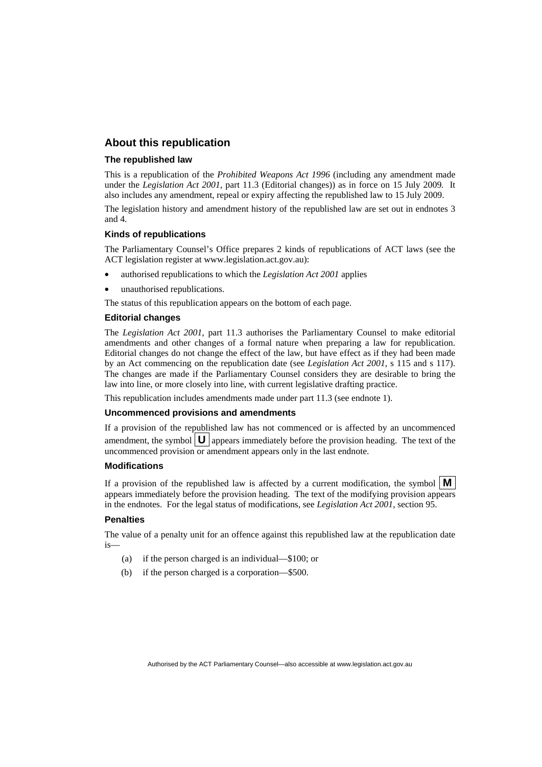## About this republication

### The republished law

This is a republication of the *Prohibited Weapons Act 1996* (including any amendment made under the *Legislation Act 2001*, part 11.3 (Editorial changes)) as in force on 15 July 2009*.* It also includes any amendment, repeal or expiry affecting the republished law to 15 July 2009.

The legislation history and amendment history of the republished law are set out in endnotes 3 and 4.

### Kinds of republications

The Parliamentary Counsel's Office prepares 2 kinds of republications of ACT laws (see the ACT legislation register at www.legislation.act.gov.au):

- authorised republications to which the *Legislation Act 2001* applies
- unauthorised republications.

The status of this republication appears on the bottom of each page.

### Editorial changes

The *Legislation Act 2001*, part 11.3 authorises the Parliamentary Counsel to make editorial amendments and other changes of a formal nature when preparing a law for republication. Editorial changes do not change the effect of the law, but have effect as if they had been made by an Act commencing on the republication date (see *Legislation Act 2001*, s 115 and s 117). The changes are made if the Parliamentary Counsel considers they are desirable to bring the law into line, or more closely into line, with current legislative drafting practice.

This republication includes amendments made under part 11.3 (see endnote 1).

### Uncommenced provisions and amendments

If a provision of the republished law has not commenced or is affected by an uncommenced amendment, the symbol **U** appears immediately before the provision heading. The text of the uncommenced provision or amendment appears only in the last endnote.

### Modifications

If a provision of the republished law is affected by a current modification, the symbol **M** appears immediately before the provision heading. The text of the modifying provision appears in the endnotes. For the legal status of modifications, see *Legislation Act 2001*, section 95.

### Penalties

The value of a penalty unit for an offence against this republished law at the republication date is—

(a) if the person charged is an individual—$100; or

(b) if the person charged is a corporation—$500.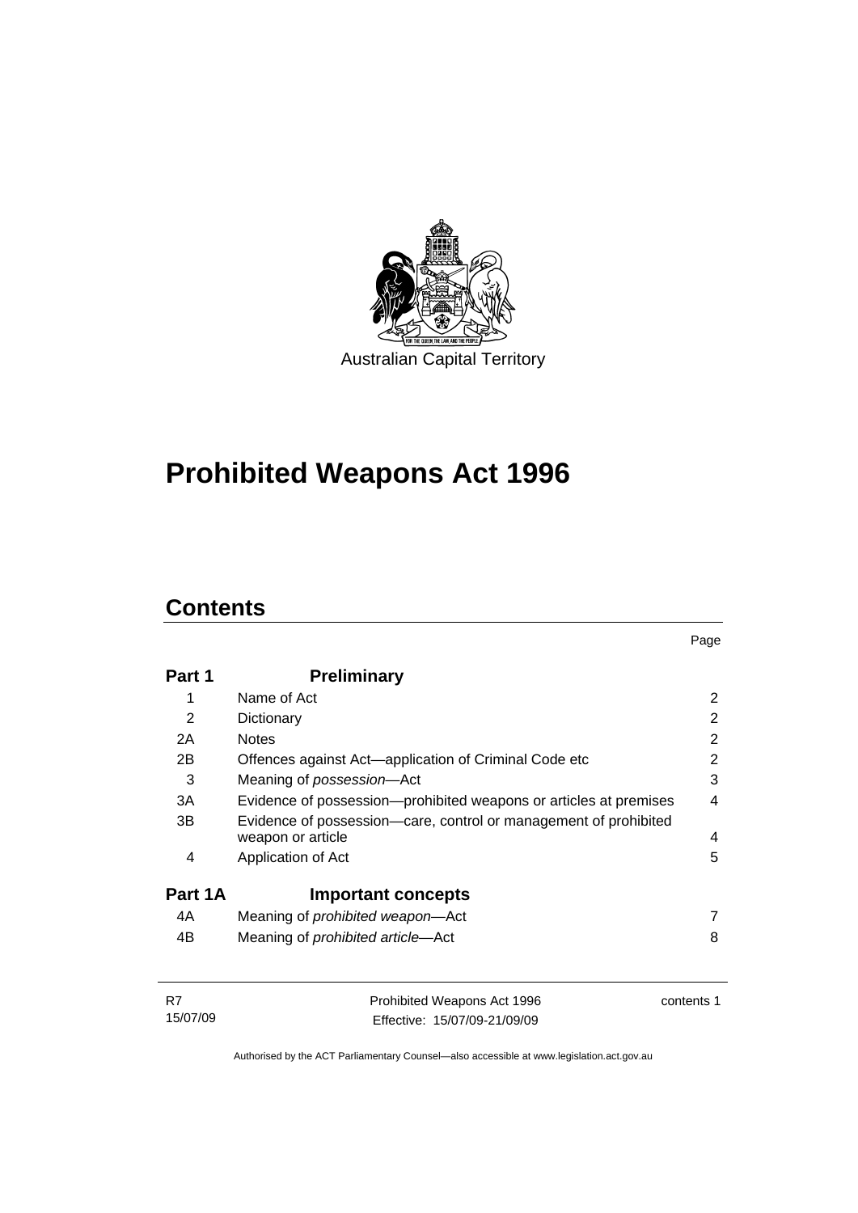Australian Capital Territory

# Prohibited Weapons Act 1996

## Contents

| | | Page |
|---|---|---|
| **Part 1** | **Preliminary** | |
| 1 | Name of Act | 2 |
| 2 | Dictionary | 2 |
| 2A | Notes | 2 |
| 2B | Offences against Act—application of Criminal Code etc | 2 |
| 3 | Meaning of *possession*—Act | 3 |
| 3A | Evidence of possession—prohibited weapons or articles at premises | 4 |
| 3B | Evidence of possession—care, control or management of prohibited weapon or article | 4 |
| 4 | Application of Act | 5 |
| **Part 1A** | **Important concepts** | |
| 4A | Meaning of *prohibited weapon*—Act | 7 |
| 4B | Meaning of *prohibited article*—Act | 8 |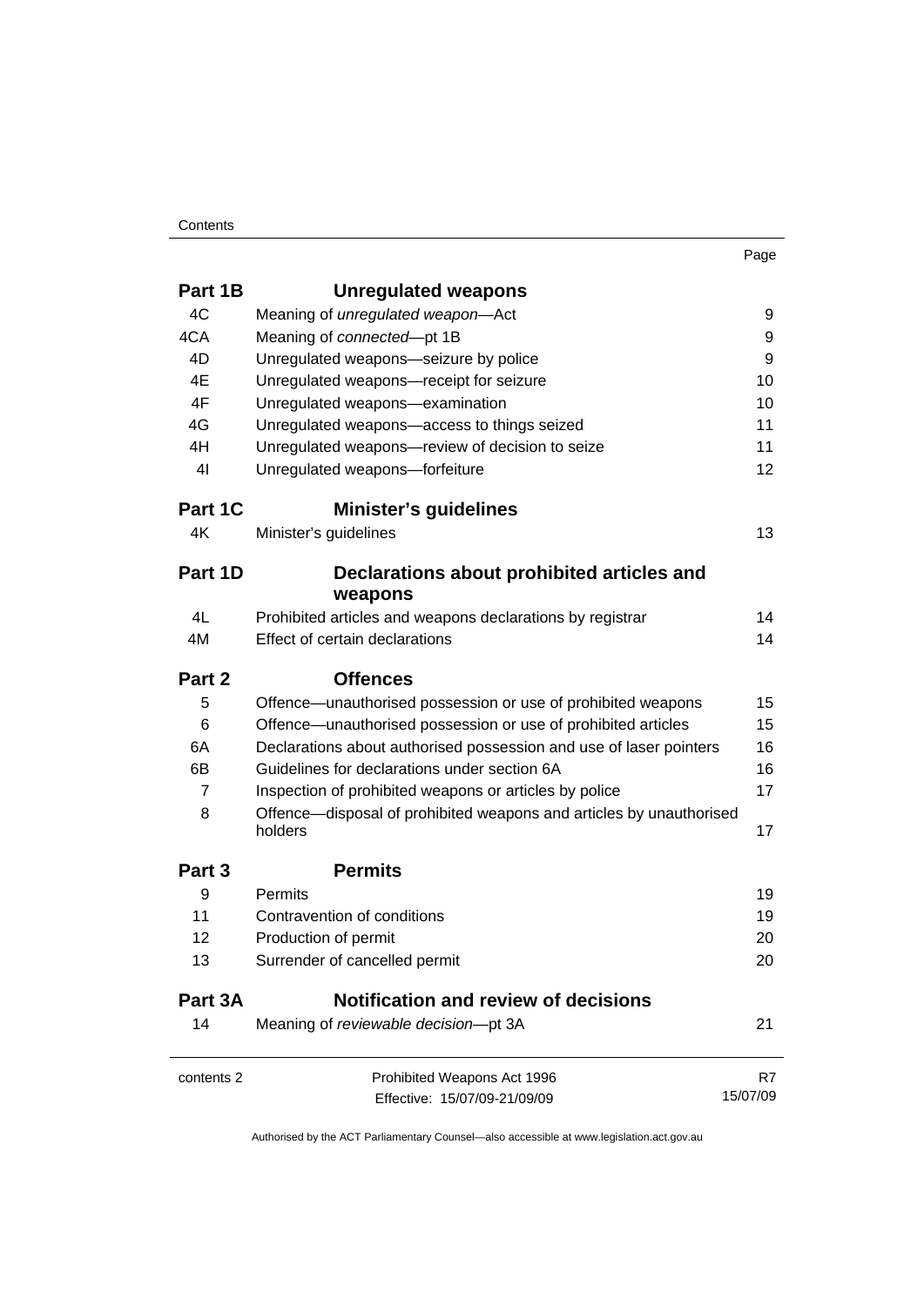| | | Page |
|---|---|---|
| **Part 1B** | **Unregulated weapons** | |
| 4C | Meaning of *unregulated weapon*—Act | 9 |
| 4CA | Meaning of *connected*—pt 1B | 9 |
| 4D | Unregulated weapons—seizure by police | 9 |
| 4E | Unregulated weapons—receipt for seizure | 10 |
| 4F | Unregulated weapons—examination | 10 |
| 4G | Unregulated weapons—access to things seized | 11 |
| 4H | Unregulated weapons—review of decision to seize | 11 |
| 4I | Unregulated weapons—forfeiture | 12 |
| **Part 1C** | **Minister's guidelines** | |
| 4K | Minister's guidelines | 13 |
| **Part 1D** | **Declarations about prohibited articles and weapons** | |
| 4L | Prohibited articles and weapons declarations by registrar | 14 |
| 4M | Effect of certain declarations | 14 |
| **Part 2** | **Offences** | |
| 5 | Offence—unauthorised possession or use of prohibited weapons | 15 |
| 6 | Offence—unauthorised possession or use of prohibited articles | 15 |
| 6A | Declarations about authorised possession and use of laser pointers | 16 |
| 6B | Guidelines for declarations under section 6A | 16 |
| 7 | Inspection of prohibited weapons or articles by police | 17 |
| 8 | Offence—disposal of prohibited weapons and articles by unauthorised holders | 17 |
| **Part 3** | **Permits** | |
| 9 | Permits | 19 |
| 11 | Contravention of conditions | 19 |
| 12 | Production of permit | 20 |
| 13 | Surrender of cancelled permit | 20 |
| **Part 3A** | **Notification and review of decisions** | |
| 14 | Meaning of *reviewable decision*—pt 3A | 21 |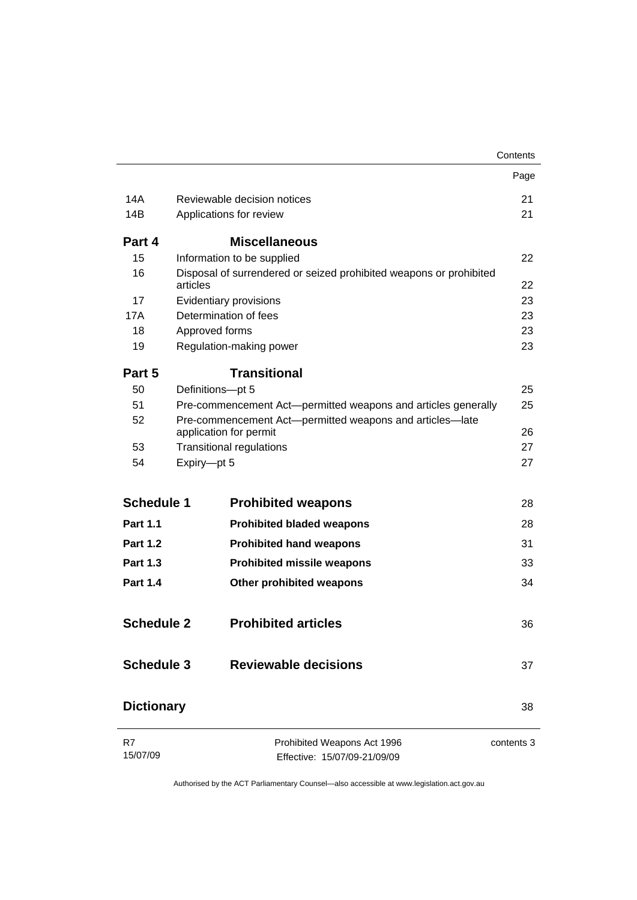| | | Page |
|---|---|---|
| 14A | Reviewable decision notices | 21 |
| 14B | Applications for review | 21 |
| **Part 4** | **Miscellaneous** | |
| 15 | Information to be supplied | 22 |
| 16 | Disposal of surrendered or seized prohibited weapons or prohibited articles | 22 |
| 17 | Evidentiary provisions | 23 |
| 17A | Determination of fees | 23 |
| 18 | Approved forms | 23 |
| 19 | Regulation-making power | 23 |
| **Part 5** | **Transitional** | |
| 50 | Definitions—pt 5 | 25 |
| 51 | Pre-commencement Act—permitted weapons and articles generally | 25 |
| 52 | Pre-commencement Act—permitted weapons and articles—late application for permit | 26 |
| 53 | Transitional regulations | 27 |
| 54 | Expiry—pt 5 | 27 |
| **Schedule 1** | **Prohibited weapons** | 28 |
| **Part 1.1** | **Prohibited bladed weapons** | 28 |
| **Part 1.2** | **Prohibited hand weapons** | 31 |
| **Part 1.3** | **Prohibited missile weapons** | 33 |
| **Part 1.4** | **Other prohibited weapons** | 34 |
| **Schedule 2** | **Prohibited articles** | 36 |
| **Schedule 3** | **Reviewable decisions** | 37 |
| **Dictionary** | | 38 |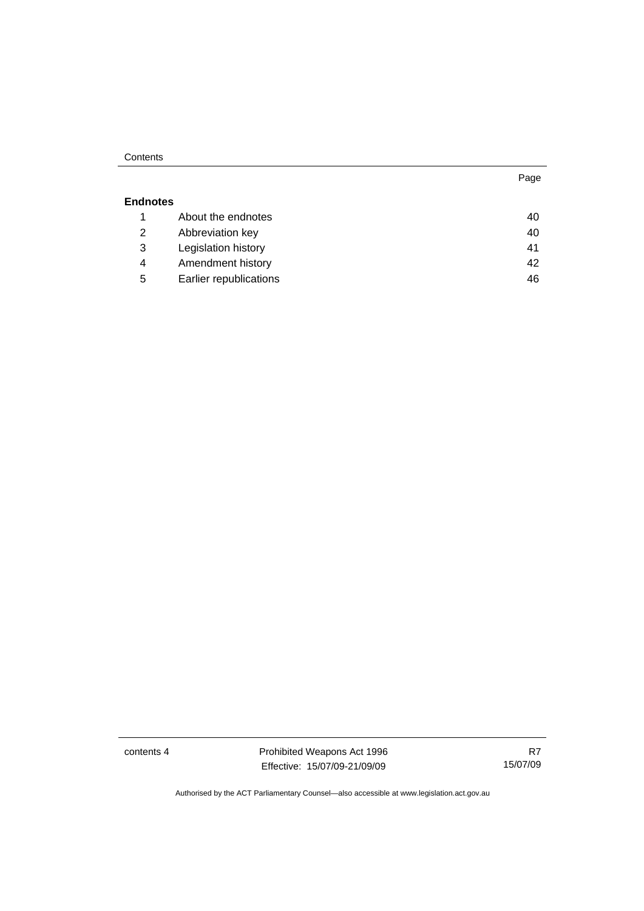| | | Page |
|---|---|---|
| **Endnotes** | | |
| 1 | About the endnotes | 40 |
| 2 | Abbreviation key | 40 |
| 3 | Legislation history | 41 |
| 4 | Amendment history | 42 |
| 5 | Earlier republications | 46 |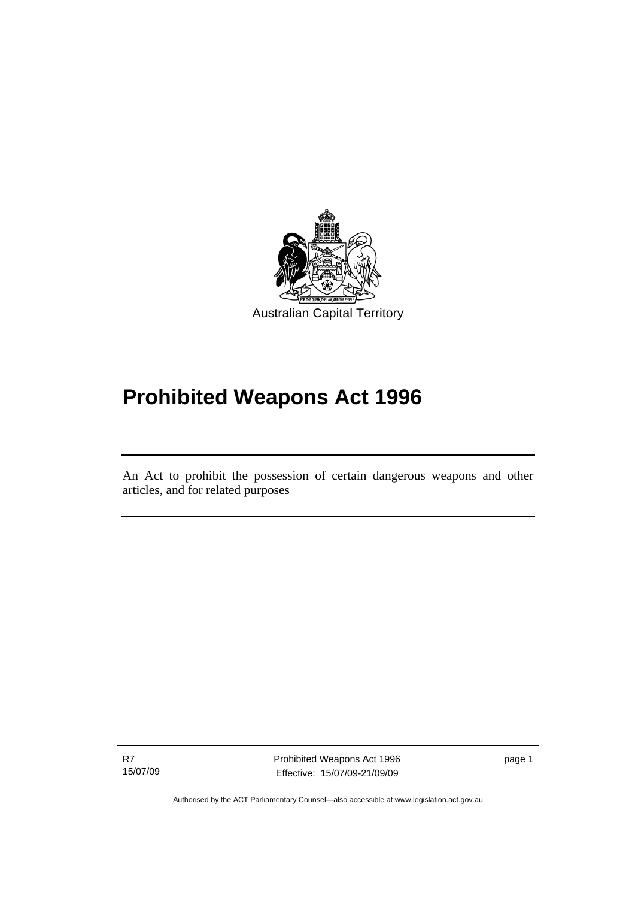Australian Capital Territory

# Prohibited Weapons Act 1996

An Act to prohibit the possession of certain dangerous weapons and other articles, and for related purposes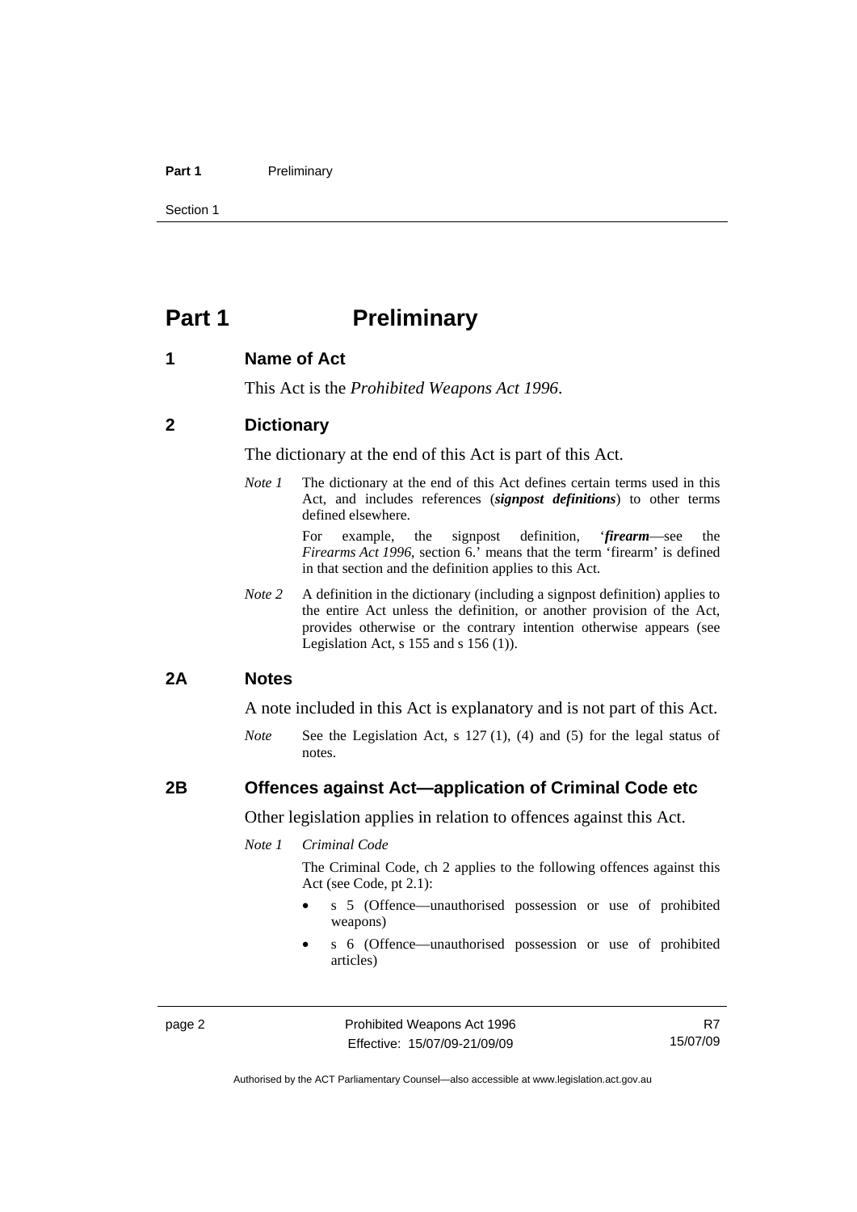# Part 1 Preliminary

## 1 Name of Act

This Act is the *Prohibited Weapons Act 1996*.

## 2 Dictionary

The dictionary at the end of this Act is part of this Act.

*Note 1* The dictionary at the end of this Act defines certain terms used in this Act, and includes references (***signpost definitions***) to other terms defined elsewhere.

For example, the signpost definition, '***firearm***—see the *Firearms Act 1996*, section 6.' means that the term 'firearm' is defined in that section and the definition applies to this Act.

*Note 2* A definition in the dictionary (including a signpost definition) applies to the entire Act unless the definition, or another provision of the Act, provides otherwise or the contrary intention otherwise appears (see Legislation Act, s 155 and s 156 (1)).

## 2A Notes

A note included in this Act is explanatory and is not part of this Act.

*Note* See the Legislation Act, s 127 (1), (4) and (5) for the legal status of notes.

## 2B Offences against Act—application of Criminal Code etc

Other legislation applies in relation to offences against this Act.

*Note 1* *Criminal Code*

The Criminal Code, ch 2 applies to the following offences against this Act (see Code, pt 2.1):

- s 5 (Offence—unauthorised possession or use of prohibited weapons)
- s 6 (Offence—unauthorised possession or use of prohibited articles)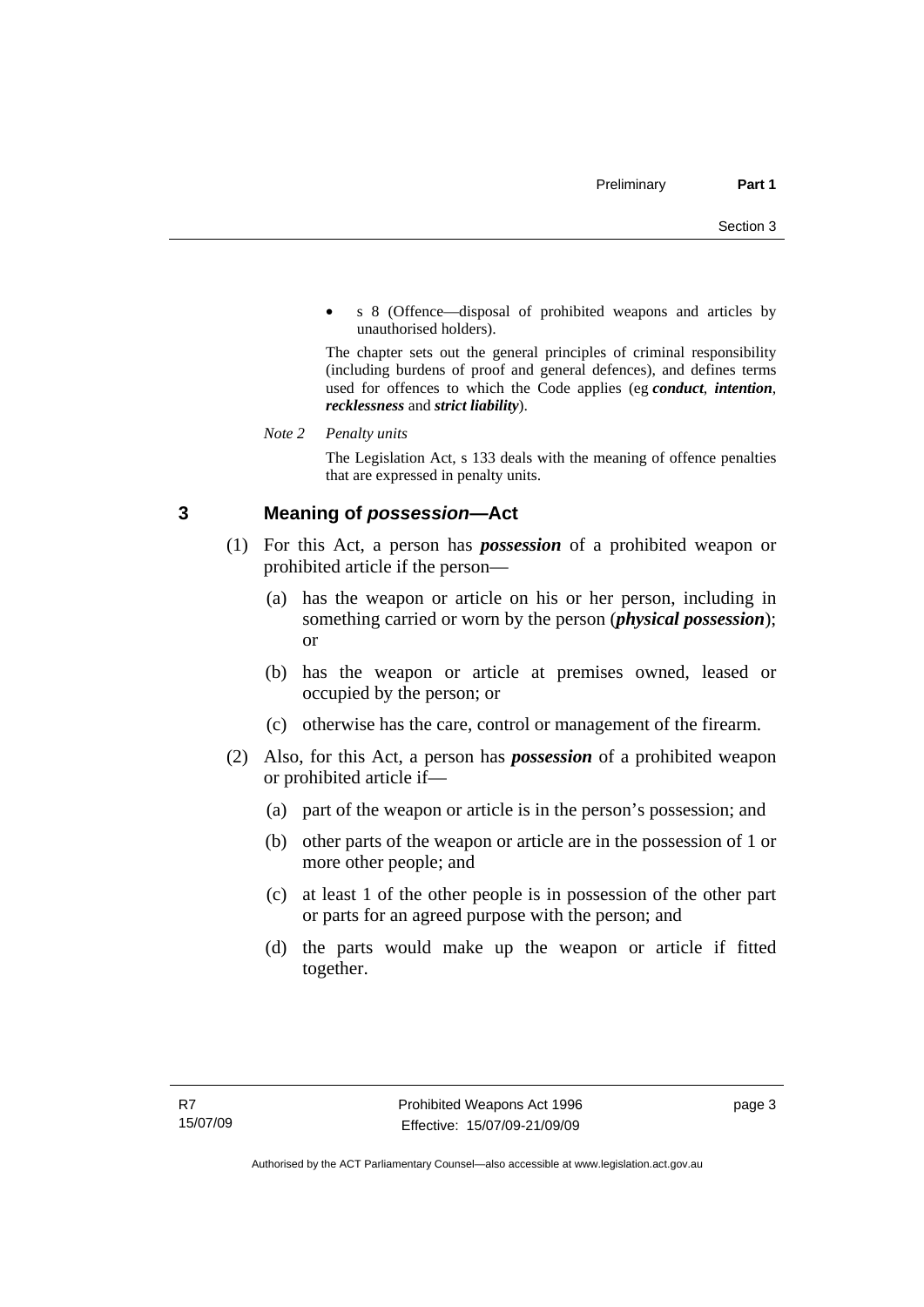- s 8 (Offence—disposal of prohibited weapons and articles by unauthorised holders).

The chapter sets out the general principles of criminal responsibility (including burdens of proof and general defences), and defines terms used for offences to which the Code applies (eg ***conduct***, ***intention***, ***recklessness*** and ***strict liability***).

*Note 2 Penalty units*

The Legislation Act, s 133 deals with the meaning of offence penalties that are expressed in penalty units.

## 3 Meaning of *possession*—Act

(1) For this Act, a person has ***possession*** of a prohibited weapon or prohibited article if the person—

(a) has the weapon or article on his or her person, including in something carried or worn by the person (***physical possession***); or

(b) has the weapon or article at premises owned, leased or occupied by the person; or

(c) otherwise has the care, control or management of the firearm.

(2) Also, for this Act, a person has ***possession*** of a prohibited weapon or prohibited article if—

(a) part of the weapon or article is in the person's possession; and

(b) other parts of the weapon or article are in the possession of 1 or more other people; and

(c) at least 1 of the other people is in possession of the other part or parts for an agreed purpose with the person; and

(d) the parts would make up the weapon or article if fitted together.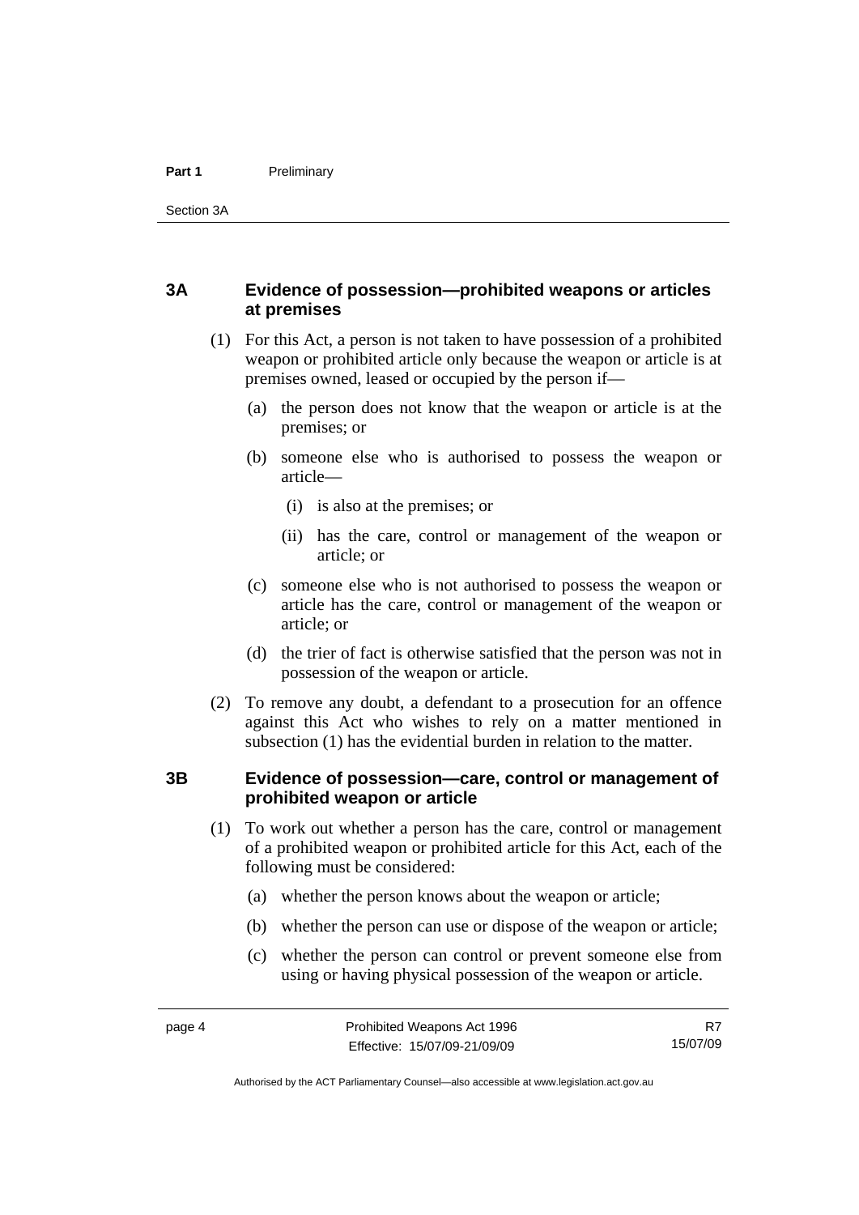## 3A Evidence of possession—prohibited weapons or articles at premises

(1) For this Act, a person is not taken to have possession of a prohibited weapon or prohibited article only because the weapon or article is at premises owned, leased or occupied by the person if—

(a) the person does not know that the weapon or article is at the premises; or

(b) someone else who is authorised to possess the weapon or article—

(i) is also at the premises; or

(ii) has the care, control or management of the weapon or article; or

(c) someone else who is not authorised to possess the weapon or article has the care, control or management of the weapon or article; or

(d) the trier of fact is otherwise satisfied that the person was not in possession of the weapon or article.

(2) To remove any doubt, a defendant to a prosecution for an offence against this Act who wishes to rely on a matter mentioned in subsection (1) has the evidential burden in relation to the matter.

## 3B Evidence of possession—care, control or management of prohibited weapon or article

(1) To work out whether a person has the care, control or management of a prohibited weapon or prohibited article for this Act, each of the following must be considered:

(a) whether the person knows about the weapon or article;

(b) whether the person can use or dispose of the weapon or article;

(c) whether the person can control or prevent someone else from using or having physical possession of the weapon or article.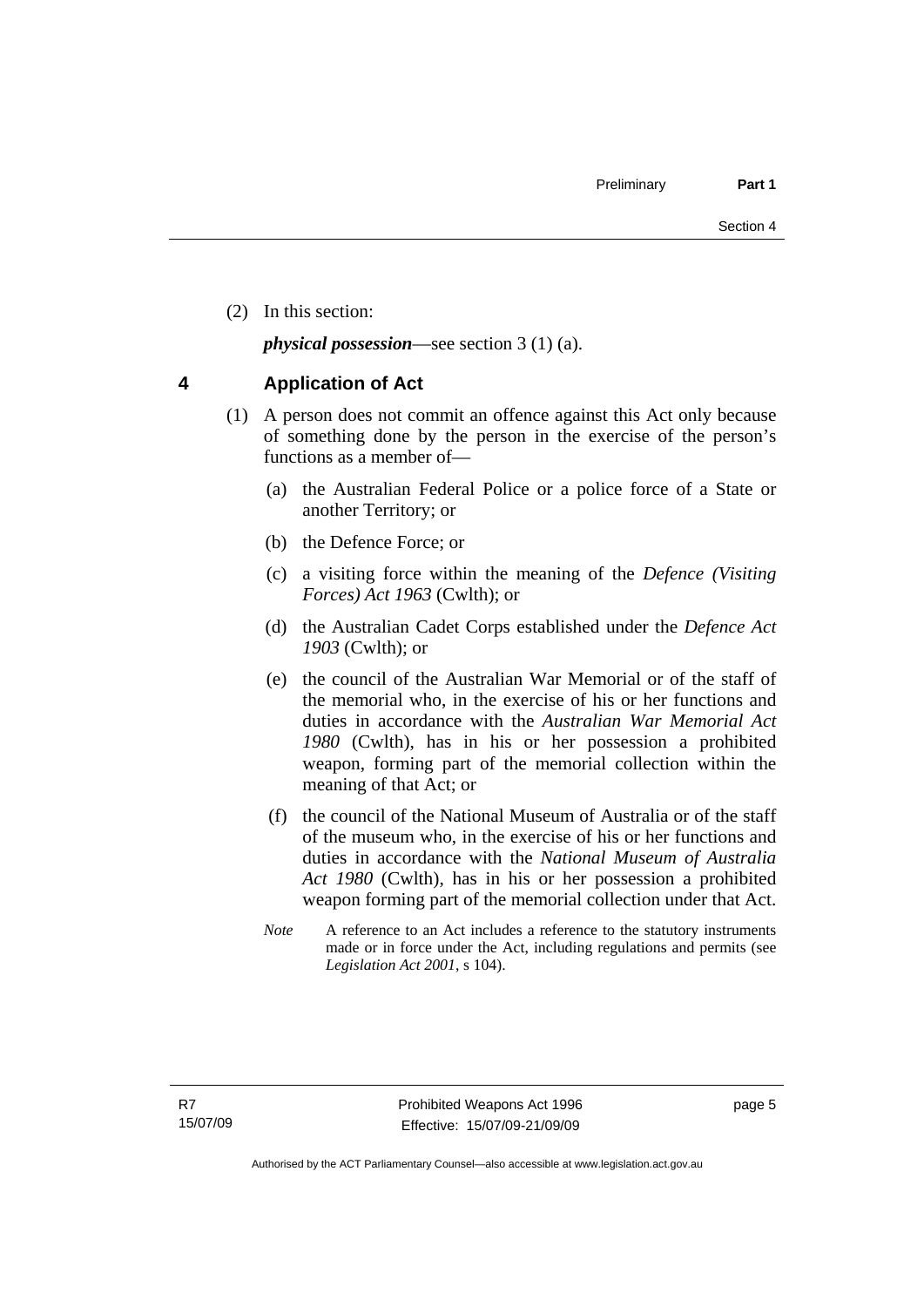(2) In this section:

***physical possession***—see section 3 (1) (a).

## 4 Application of Act

(1) A person does not commit an offence against this Act only because of something done by the person in the exercise of the person's functions as a member of—

(a) the Australian Federal Police or a police force of a State or another Territory; or

(b) the Defence Force; or

(c) a visiting force within the meaning of the *Defence (Visiting Forces) Act 1963* (Cwlth); or

(d) the Australian Cadet Corps established under the *Defence Act 1903* (Cwlth); or

(e) the council of the Australian War Memorial or of the staff of the memorial who, in the exercise of his or her functions and duties in accordance with the *Australian War Memorial Act 1980* (Cwlth), has in his or her possession a prohibited weapon, forming part of the memorial collection within the meaning of that Act; or

(f) the council of the National Museum of Australia or of the staff of the museum who, in the exercise of his or her functions and duties in accordance with the *National Museum of Australia Act 1980* (Cwlth), has in his or her possession a prohibited weapon forming part of the memorial collection under that Act.

*Note* A reference to an Act includes a reference to the statutory instruments made or in force under the Act, including regulations and permits (see *Legislation Act 2001*, s 104).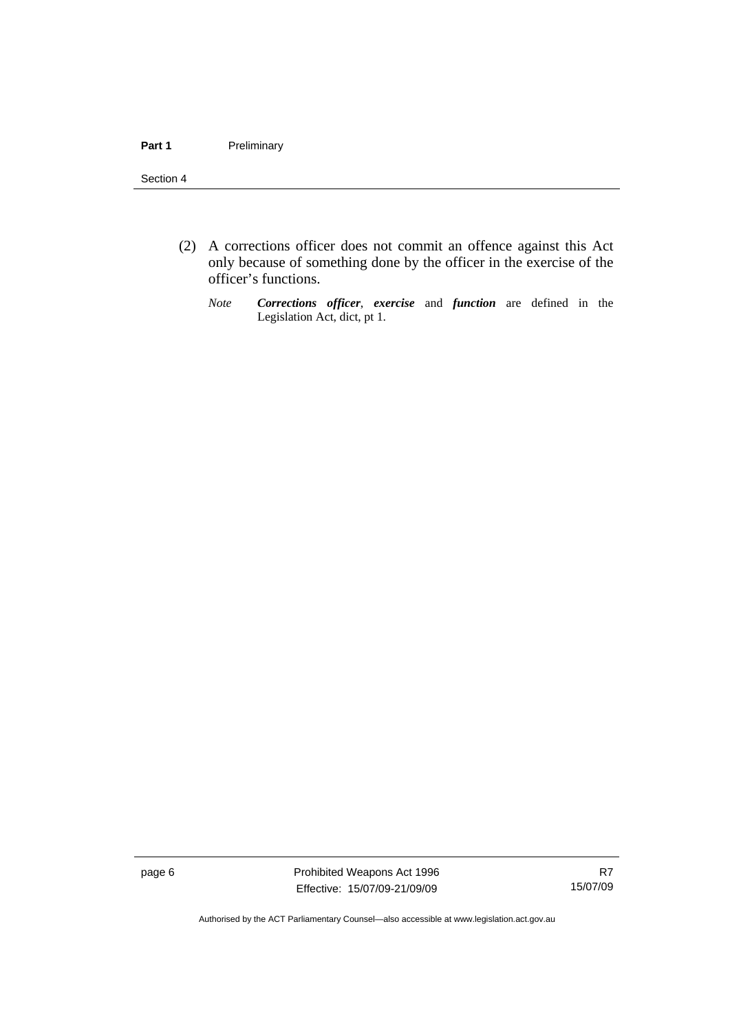(2) A corrections officer does not commit an offence against this Act only because of something done by the officer in the exercise of the officer's functions.

*Note* ***Corrections officer***, ***exercise*** and ***function*** are defined in the Legislation Act, dict, pt 1.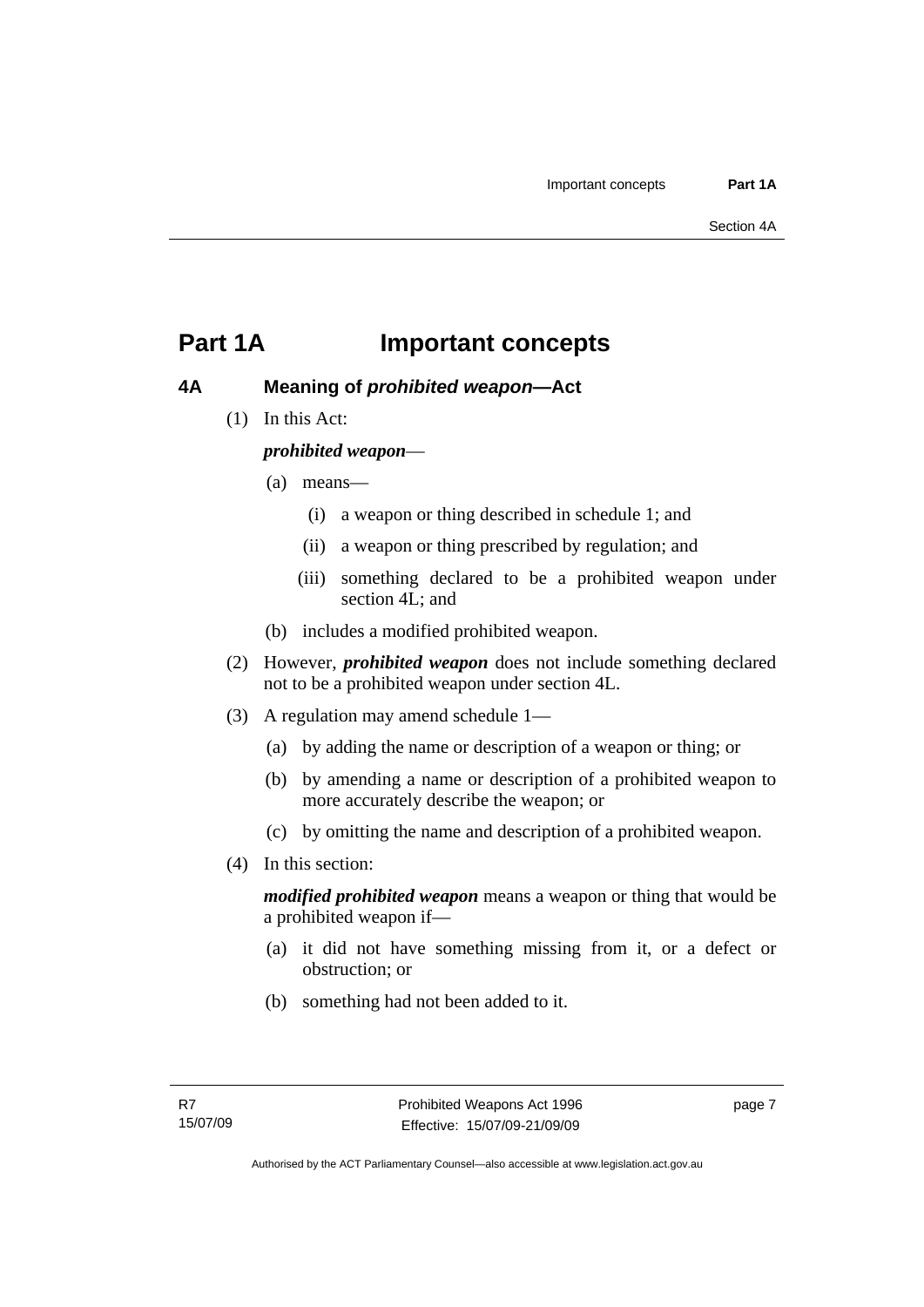# Part 1A Important concepts

## 4A Meaning of *prohibited weapon*—Act

(1) In this Act:

***prohibited weapon***—

(a) means—

(i) a weapon or thing described in schedule 1; and

(ii) a weapon or thing prescribed by regulation; and

(iii) something declared to be a prohibited weapon under section 4L; and

(b) includes a modified prohibited weapon.

(2) However, ***prohibited weapon*** does not include something declared not to be a prohibited weapon under section 4L.

(3) A regulation may amend schedule 1—

(a) by adding the name or description of a weapon or thing; or

(b) by amending a name or description of a prohibited weapon to more accurately describe the weapon; or

(c) by omitting the name and description of a prohibited weapon.

(4) In this section:

***modified prohibited weapon*** means a weapon or thing that would be a prohibited weapon if—

(a) it did not have something missing from it, or a defect or obstruction; or

(b) something had not been added to it.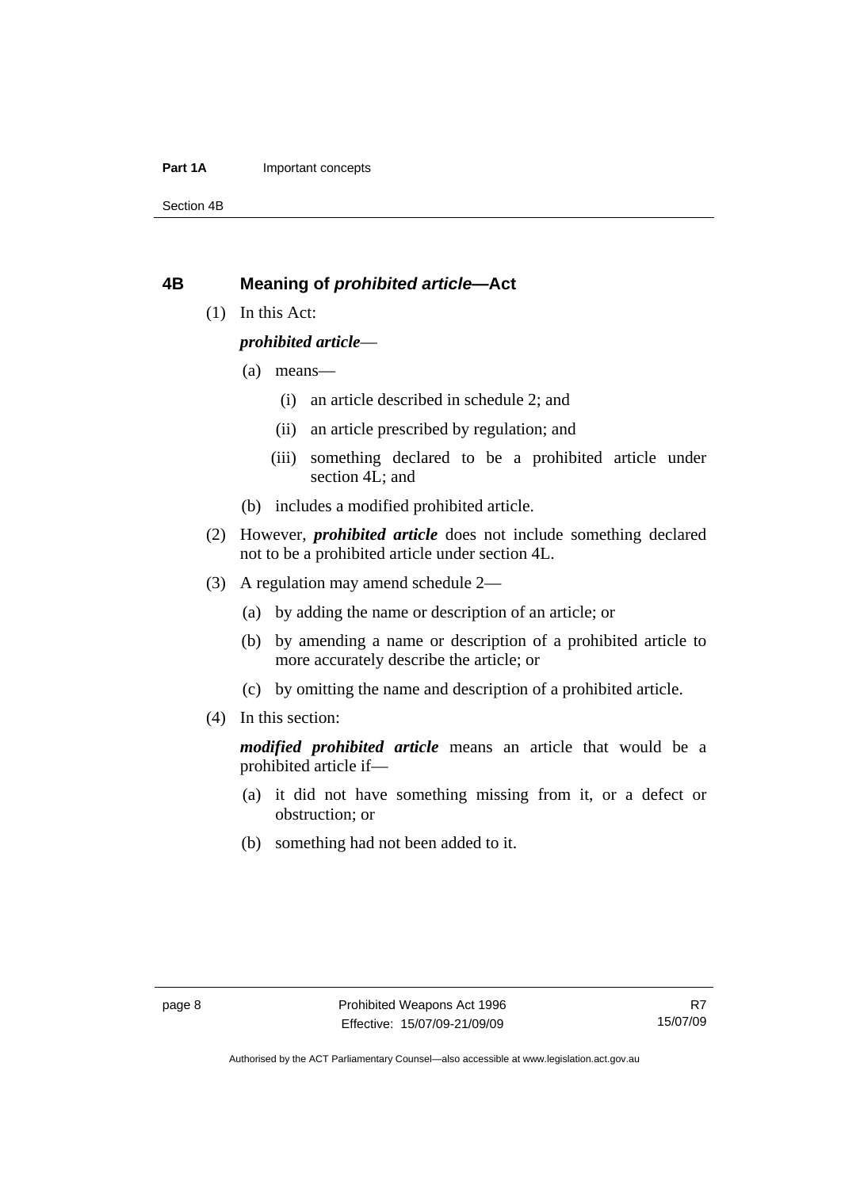## 4B Meaning of *prohibited article*—Act

(1) In this Act:

***prohibited article***—

(a) means—

(i) an article described in schedule 2; and

(ii) an article prescribed by regulation; and

(iii) something declared to be a prohibited article under section 4L; and

(b) includes a modified prohibited article.

(2) However, ***prohibited article*** does not include something declared not to be a prohibited article under section 4L.

(3) A regulation may amend schedule 2—

(a) by adding the name or description of an article; or

(b) by amending a name or description of a prohibited article to more accurately describe the article; or

(c) by omitting the name and description of a prohibited article.

(4) In this section:

***modified prohibited article*** means an article that would be a prohibited article if—

(a) it did not have something missing from it, or a defect or obstruction; or

(b) something had not been added to it.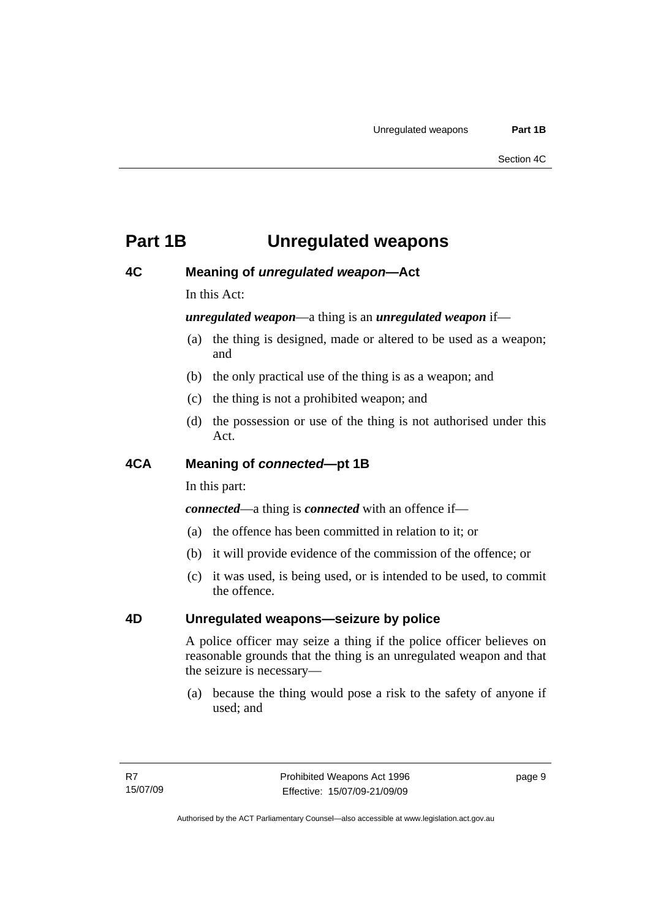# Part 1B Unregulated weapons

## 4C Meaning of *unregulated weapon*—Act

In this Act:

***unregulated weapon***—a thing is an ***unregulated weapon*** if—

(a) the thing is designed, made or altered to be used as a weapon; and

(b) the only practical use of the thing is as a weapon; and

(c) the thing is not a prohibited weapon; and

(d) the possession or use of the thing is not authorised under this Act.

## 4CA Meaning of *connected*—pt 1B

In this part:

***connected***—a thing is ***connected*** with an offence if—

(a) the offence has been committed in relation to it; or

(b) it will provide evidence of the commission of the offence; or

(c) it was used, is being used, or is intended to be used, to commit the offence.

## 4D Unregulated weapons—seizure by police

A police officer may seize a thing if the police officer believes on reasonable grounds that the thing is an unregulated weapon and that the seizure is necessary—

(a) because the thing would pose a risk to the safety of anyone if used; and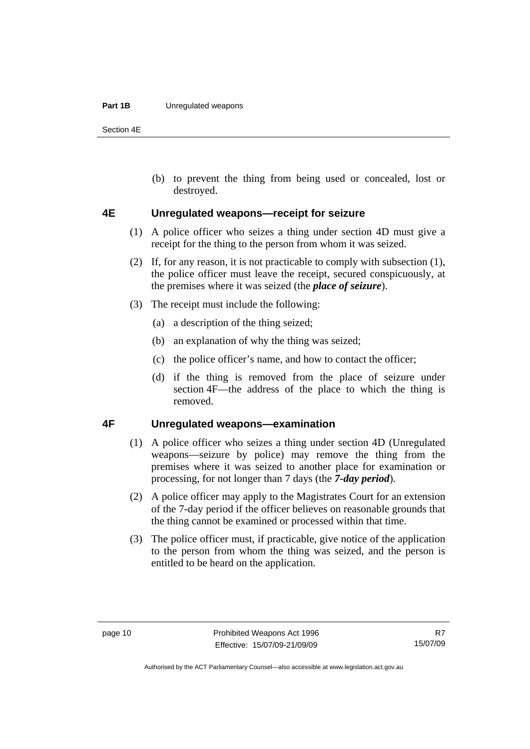(b) to prevent the thing from being used or concealed, lost or destroyed.

### 4E Unregulated weapons—receipt for seizure

(1) A police officer who seizes a thing under section 4D must give a receipt for the thing to the person from whom it was seized.

(2) If, for any reason, it is not practicable to comply with subsection (1), the police officer must leave the receipt, secured conspicuously, at the premises where it was seized (the ***place of seizure***).

(3) The receipt must include the following:

(a) a description of the thing seized;

(b) an explanation of why the thing was seized;

(c) the police officer's name, and how to contact the officer;

(d) if the thing is removed from the place of seizure under section 4F—the address of the place to which the thing is removed.

### 4F Unregulated weapons—examination

(1) A police officer who seizes a thing under section 4D (Unregulated weapons—seizure by police) may remove the thing from the premises where it was seized to another place for examination or processing, for not longer than 7 days (the ***7-day period***).

(2) A police officer may apply to the Magistrates Court for an extension of the 7-day period if the officer believes on reasonable grounds that the thing cannot be examined or processed within that time.

(3) The police officer must, if practicable, give notice of the application to the person from whom the thing was seized, and the person is entitled to be heard on the application.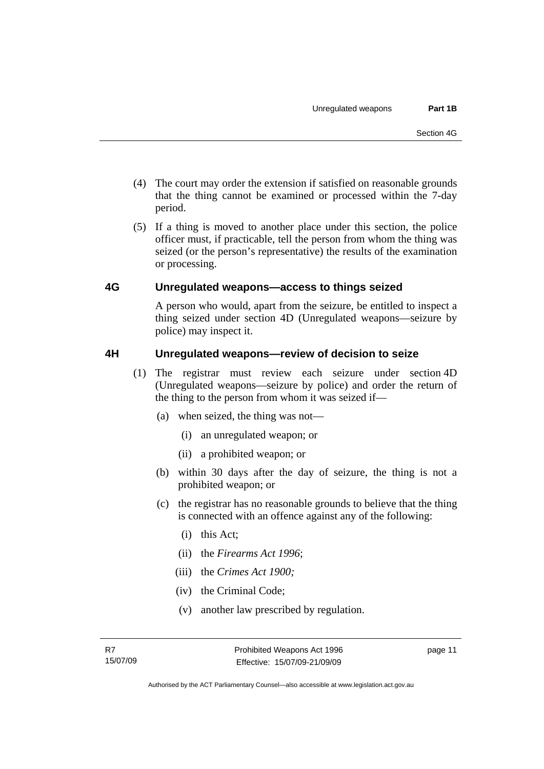(4) The court may order the extension if satisfied on reasonable grounds that the thing cannot be examined or processed within the 7-day period.

(5) If a thing is moved to another place under this section, the police officer must, if practicable, tell the person from whom the thing was seized (or the person's representative) the results of the examination or processing.

## 4G Unregulated weapons—access to things seized

A person who would, apart from the seizure, be entitled to inspect a thing seized under section 4D (Unregulated weapons—seizure by police) may inspect it.

## 4H Unregulated weapons—review of decision to seize

(1) The registrar must review each seizure under section 4D (Unregulated weapons—seizure by police) and order the return of the thing to the person from whom it was seized if—

(a) when seized, the thing was not—

(i) an unregulated weapon; or

(ii) a prohibited weapon; or

(b) within 30 days after the day of seizure, the thing is not a prohibited weapon; or

(c) the registrar has no reasonable grounds to believe that the thing is connected with an offence against any of the following:

(i) this Act;

(ii) the *Firearms Act 1996*;

(iii) the *Crimes Act 1900;*

(iv) the Criminal Code;

(v) another law prescribed by regulation.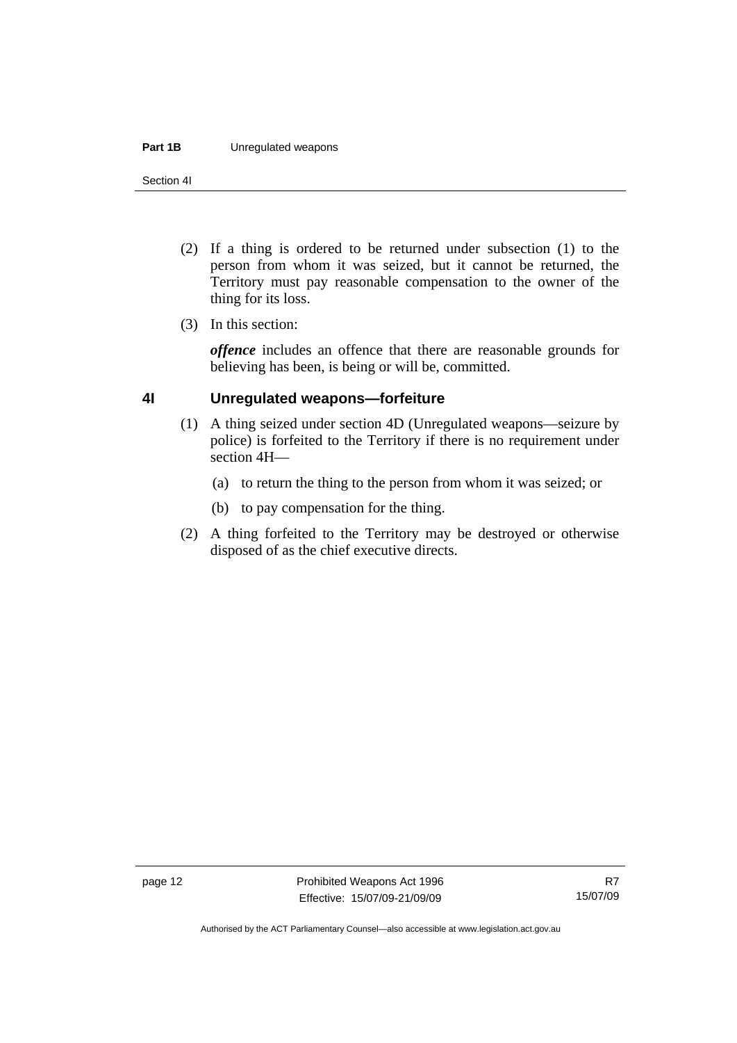(2) If a thing is ordered to be returned under subsection (1) to the person from whom it was seized, but it cannot be returned, the Territory must pay reasonable compensation to the owner of the thing for its loss.

(3) In this section:

***offence*** includes an offence that there are reasonable grounds for believing has been, is being or will be, committed.

## 4I Unregulated weapons—forfeiture

(1) A thing seized under section 4D (Unregulated weapons—seizure by police) is forfeited to the Territory if there is no requirement under section 4H—

(a) to return the thing to the person from whom it was seized; or

(b) to pay compensation for the thing.

(2) A thing forfeited to the Territory may be destroyed or otherwise disposed of as the chief executive directs.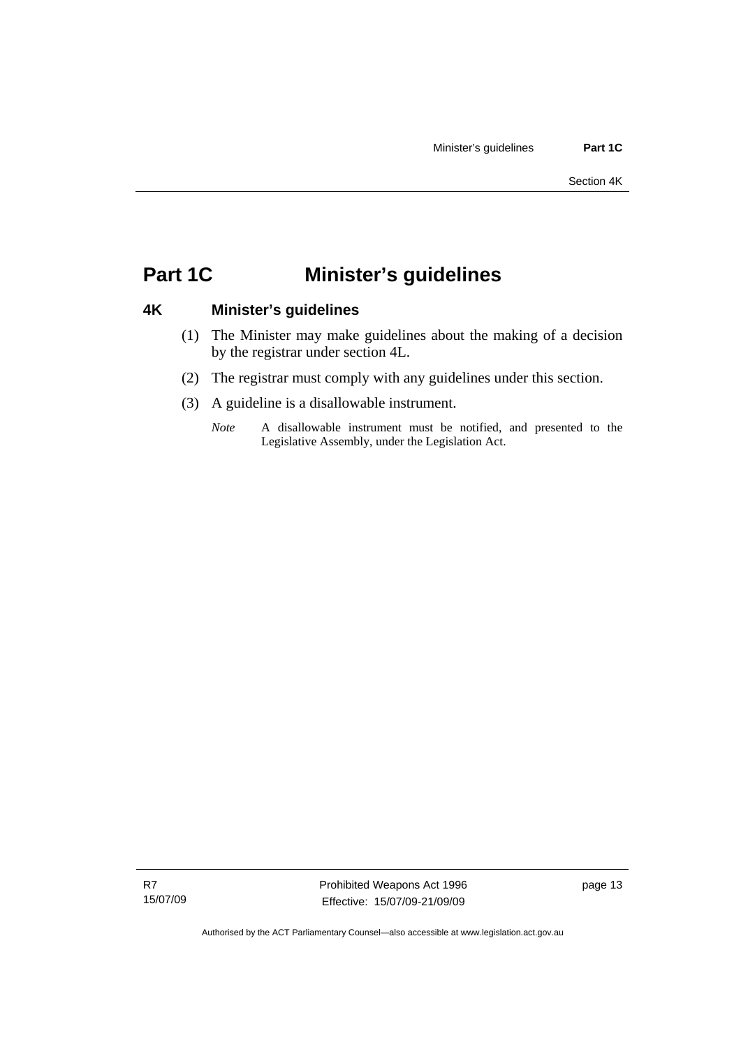# Part 1C Minister's guidelines

## 4K Minister's guidelines

(1) The Minister may make guidelines about the making of a decision by the registrar under section 4L.

(2) The registrar must comply with any guidelines under this section.

(3) A guideline is a disallowable instrument.

*Note* A disallowable instrument must be notified, and presented to the Legislative Assembly, under the Legislation Act.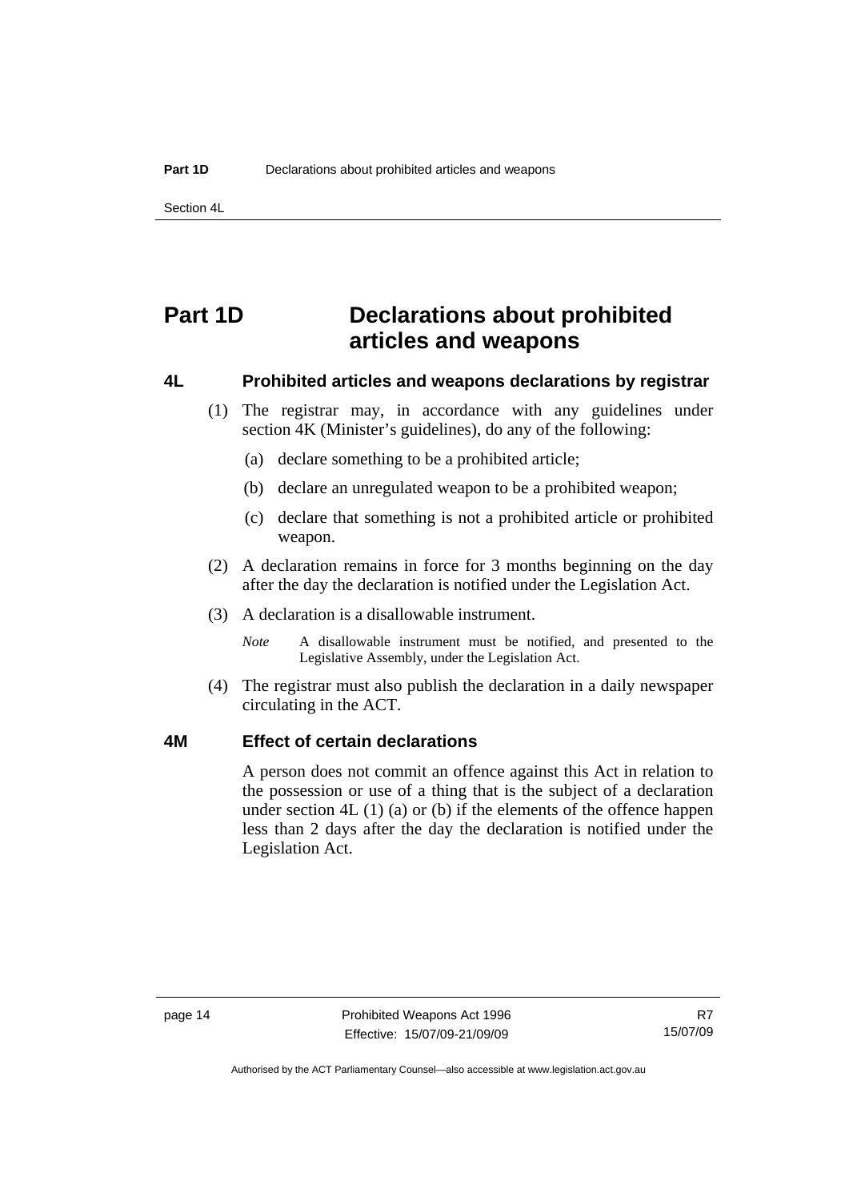# Part 1D Declarations about prohibited articles and weapons

## 4L Prohibited articles and weapons declarations by registrar

(1) The registrar may, in accordance with any guidelines under section 4K (Minister's guidelines), do any of the following:

(a) declare something to be a prohibited article;

(b) declare an unregulated weapon to be a prohibited weapon;

(c) declare that something is not a prohibited article or prohibited weapon.

(2) A declaration remains in force for 3 months beginning on the day after the day the declaration is notified under the Legislation Act.

(3) A declaration is a disallowable instrument.

*Note* A disallowable instrument must be notified, and presented to the Legislative Assembly, under the Legislation Act.

(4) The registrar must also publish the declaration in a daily newspaper circulating in the ACT.

## 4M Effect of certain declarations

A person does not commit an offence against this Act in relation to the possession or use of a thing that is the subject of a declaration under section 4L (1) (a) or (b) if the elements of the offence happen less than 2 days after the day the declaration is notified under the Legislation Act.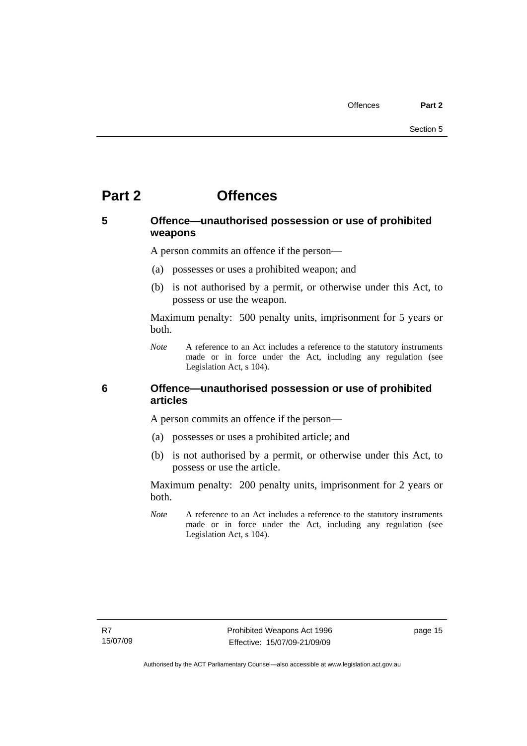# Part 2 Offences

## 5 Offence—unauthorised possession or use of prohibited weapons

A person commits an offence if the person—

(a) possesses or uses a prohibited weapon; and

(b) is not authorised by a permit, or otherwise under this Act, to possess or use the weapon.

Maximum penalty: 500 penalty units, imprisonment for 5 years or both.

*Note* A reference to an Act includes a reference to the statutory instruments made or in force under the Act, including any regulation (see Legislation Act, s 104).

## 6 Offence—unauthorised possession or use of prohibited articles

A person commits an offence if the person—

(a) possesses or uses a prohibited article; and

(b) is not authorised by a permit, or otherwise under this Act, to possess or use the article.

Maximum penalty: 200 penalty units, imprisonment for 2 years or both.

*Note* A reference to an Act includes a reference to the statutory instruments made or in force under the Act, including any regulation (see Legislation Act, s 104).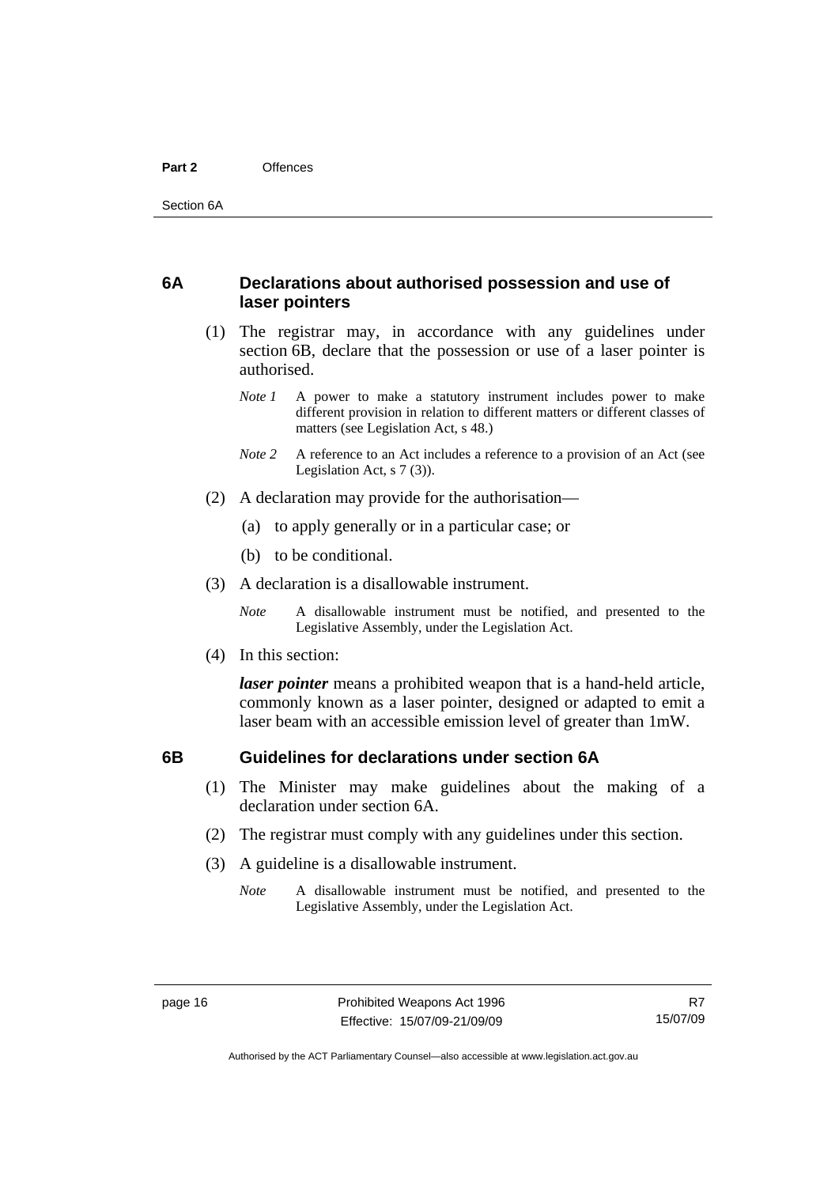## 6A Declarations about authorised possession and use of laser pointers

(1) The registrar may, in accordance with any guidelines under section 6B, declare that the possession or use of a laser pointer is authorised.

*Note 1* A power to make a statutory instrument includes power to make different provision in relation to different matters or different classes of matters (see Legislation Act, s 48.)

*Note 2* A reference to an Act includes a reference to a provision of an Act (see Legislation Act, s 7 (3)).

(2) A declaration may provide for the authorisation—

(a) to apply generally or in a particular case; or

(b) to be conditional.

(3) A declaration is a disallowable instrument.

*Note* A disallowable instrument must be notified, and presented to the Legislative Assembly, under the Legislation Act.

(4) In this section:

***laser pointer*** means a prohibited weapon that is a hand-held article, commonly known as a laser pointer, designed or adapted to emit a laser beam with an accessible emission level of greater than 1mW.

## 6B Guidelines for declarations under section 6A

(1) The Minister may make guidelines about the making of a declaration under section 6A.

(2) The registrar must comply with any guidelines under this section.

(3) A guideline is a disallowable instrument.

*Note* A disallowable instrument must be notified, and presented to the Legislative Assembly, under the Legislation Act.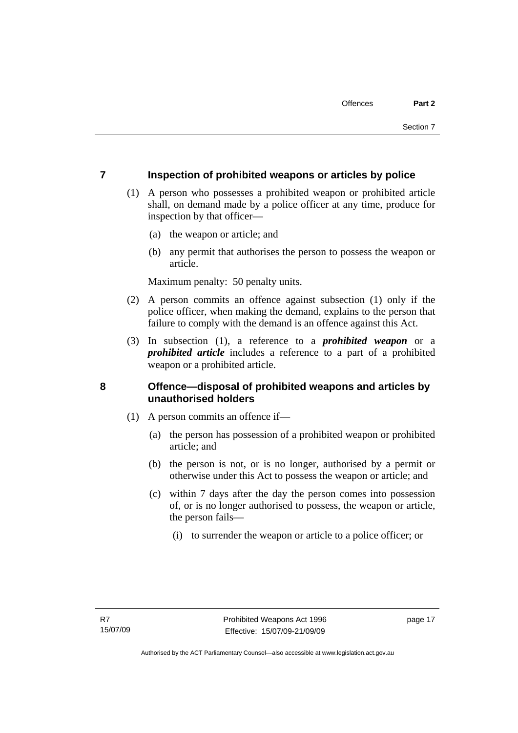## 7 Inspection of prohibited weapons or articles by police

(1) A person who possesses a prohibited weapon or prohibited article shall, on demand made by a police officer at any time, produce for inspection by that officer—

(a) the weapon or article; and

(b) any permit that authorises the person to possess the weapon or article.

Maximum penalty: 50 penalty units.

(2) A person commits an offence against subsection (1) only if the police officer, when making the demand, explains to the person that failure to comply with the demand is an offence against this Act.

(3) In subsection (1), a reference to a ***prohibited weapon*** or a ***prohibited article*** includes a reference to a part of a prohibited weapon or a prohibited article.

## 8 Offence—disposal of prohibited weapons and articles by unauthorised holders

(1) A person commits an offence if—

(a) the person has possession of a prohibited weapon or prohibited article; and

(b) the person is not, or is no longer, authorised by a permit or otherwise under this Act to possess the weapon or article; and

(c) within 7 days after the day the person comes into possession of, or is no longer authorised to possess, the weapon or article, the person fails—

(i) to surrender the weapon or article to a police officer; or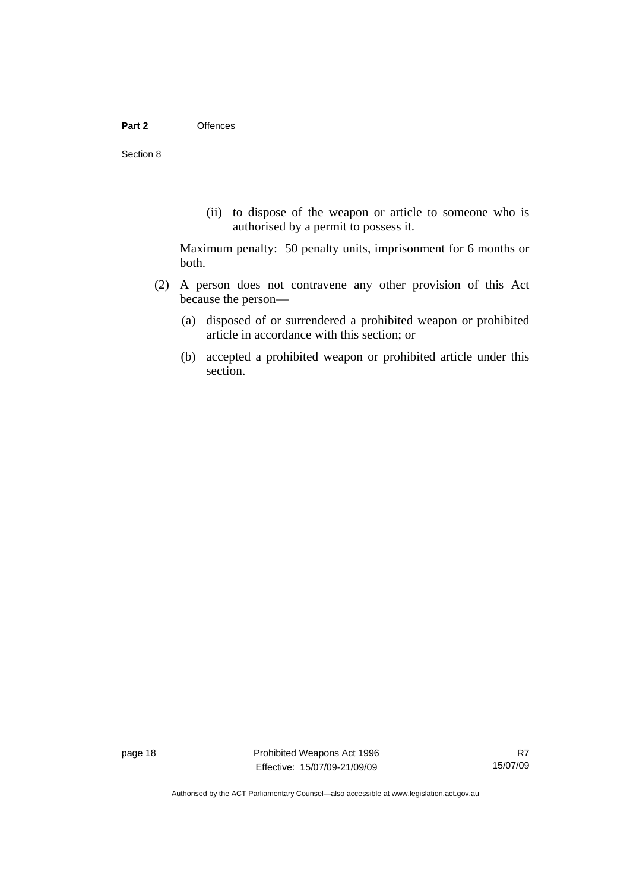(ii) to dispose of the weapon or article to someone who is authorised by a permit to possess it.

Maximum penalty: 50 penalty units, imprisonment for 6 months or both.

(2) A person does not contravene any other provision of this Act because the person—

(a) disposed of or surrendered a prohibited weapon or prohibited article in accordance with this section; or

(b) accepted a prohibited weapon or prohibited article under this section.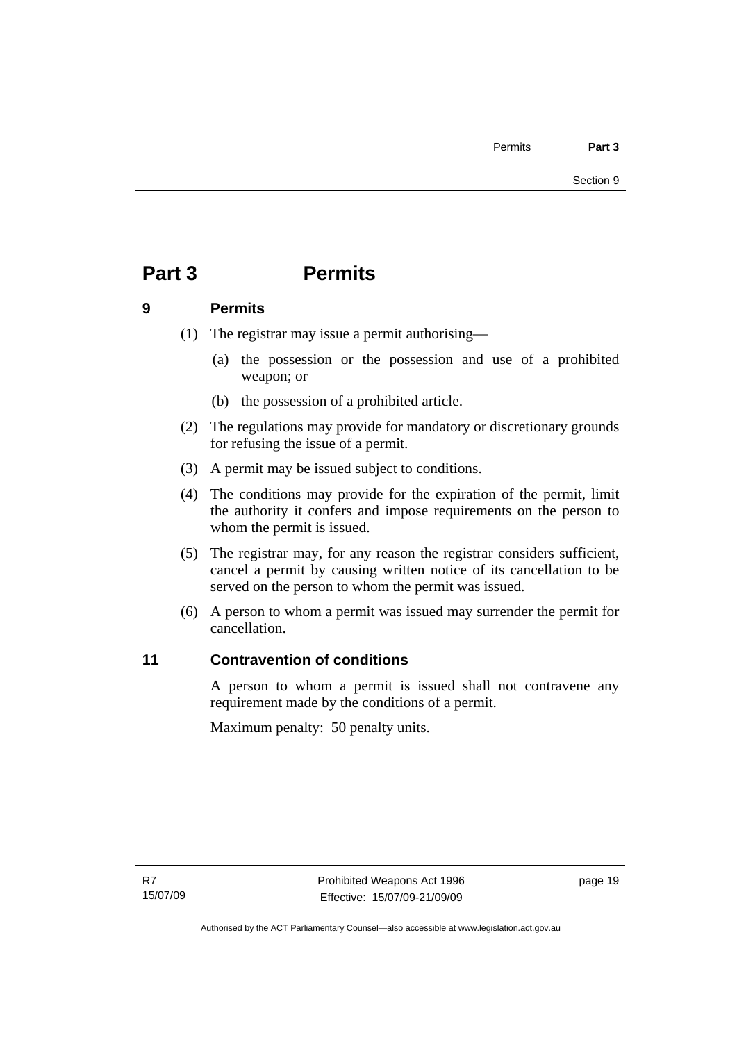# Part 3 Permits

## 9 Permits

(1) The registrar may issue a permit authorising—

(a) the possession or the possession and use of a prohibited weapon; or

(b) the possession of a prohibited article.

(2) The regulations may provide for mandatory or discretionary grounds for refusing the issue of a permit.

(3) A permit may be issued subject to conditions.

(4) The conditions may provide for the expiration of the permit, limit the authority it confers and impose requirements on the person to whom the permit is issued.

(5) The registrar may, for any reason the registrar considers sufficient, cancel a permit by causing written notice of its cancellation to be served on the person to whom the permit was issued.

(6) A person to whom a permit was issued may surrender the permit for cancellation.

## 11 Contravention of conditions

A person to whom a permit is issued shall not contravene any requirement made by the conditions of a permit.

Maximum penalty: 50 penalty units.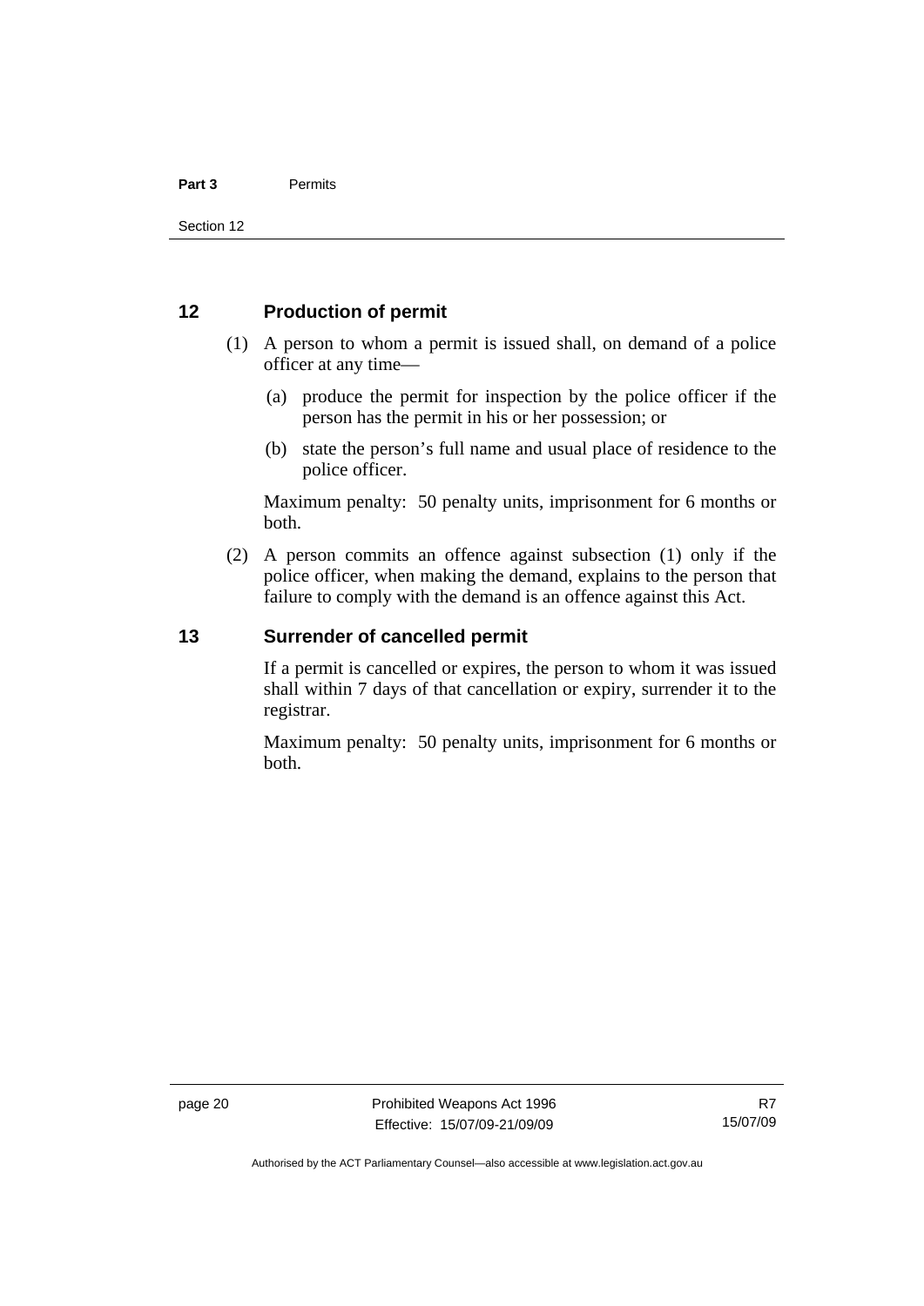## 12 Production of permit

(1) A person to whom a permit is issued shall, on demand of a police officer at any time—

(a) produce the permit for inspection by the police officer if the person has the permit in his or her possession; or

(b) state the person's full name and usual place of residence to the police officer.

Maximum penalty: 50 penalty units, imprisonment for 6 months or both.

(2) A person commits an offence against subsection (1) only if the police officer, when making the demand, explains to the person that failure to comply with the demand is an offence against this Act.

## 13 Surrender of cancelled permit

If a permit is cancelled or expires, the person to whom it was issued shall within 7 days of that cancellation or expiry, surrender it to the registrar.

Maximum penalty: 50 penalty units, imprisonment for 6 months or both.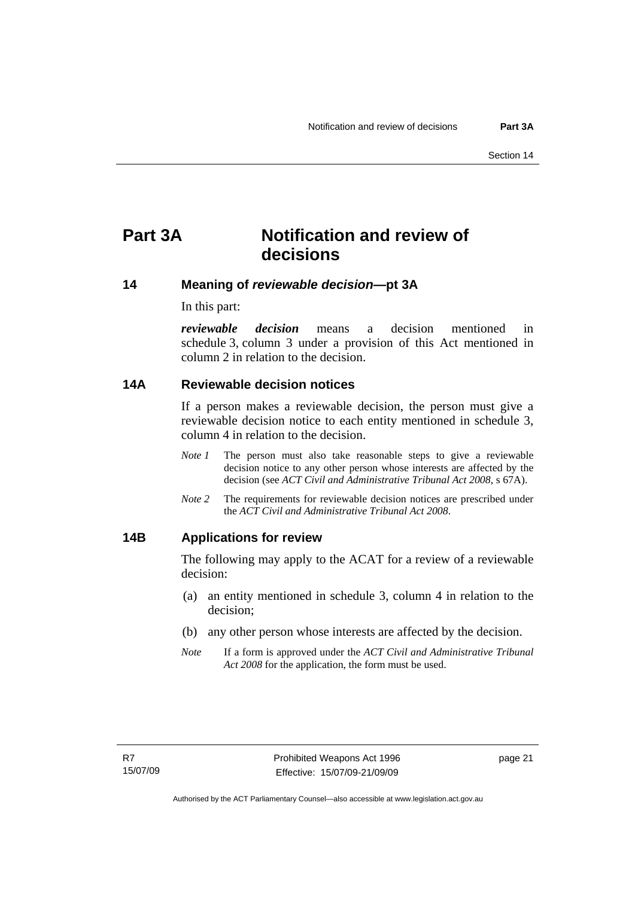# Part 3A Notification and review of decisions

## 14 Meaning of *reviewable decision*—pt 3A

In this part:

***reviewable decision*** means a decision mentioned in schedule 3, column 3 under a provision of this Act mentioned in column 2 in relation to the decision.

## 14A Reviewable decision notices

If a person makes a reviewable decision, the person must give a reviewable decision notice to each entity mentioned in schedule 3, column 4 in relation to the decision.

*Note 1* The person must also take reasonable steps to give a reviewable decision notice to any other person whose interests are affected by the decision (see *ACT Civil and Administrative Tribunal Act 2008*, s 67A).

*Note 2* The requirements for reviewable decision notices are prescribed under the *ACT Civil and Administrative Tribunal Act 2008*.

## 14B Applications for review

The following may apply to the ACAT for a review of a reviewable decision:

(a) an entity mentioned in schedule 3, column 4 in relation to the decision;

(b) any other person whose interests are affected by the decision.

*Note* If a form is approved under the *ACT Civil and Administrative Tribunal Act 2008* for the application, the form must be used.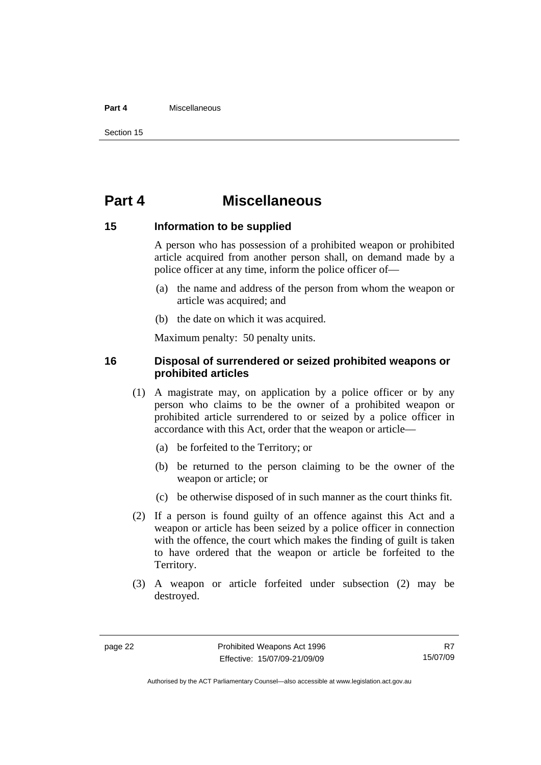# Part 4 Miscellaneous

## 15 Information to be supplied

A person who has possession of a prohibited weapon or prohibited article acquired from another person shall, on demand made by a police officer at any time, inform the police officer of—

(a) the name and address of the person from whom the weapon or article was acquired; and

(b) the date on which it was acquired.

Maximum penalty: 50 penalty units.

## 16 Disposal of surrendered or seized prohibited weapons or prohibited articles

(1) A magistrate may, on application by a police officer or by any person who claims to be the owner of a prohibited weapon or prohibited article surrendered to or seized by a police officer in accordance with this Act, order that the weapon or article—

(a) be forfeited to the Territory; or

(b) be returned to the person claiming to be the owner of the weapon or article; or

(c) be otherwise disposed of in such manner as the court thinks fit.

(2) If a person is found guilty of an offence against this Act and a weapon or article has been seized by a police officer in connection with the offence, the court which makes the finding of guilt is taken to have ordered that the weapon or article be forfeited to the Territory.

(3) A weapon or article forfeited under subsection (2) may be destroyed.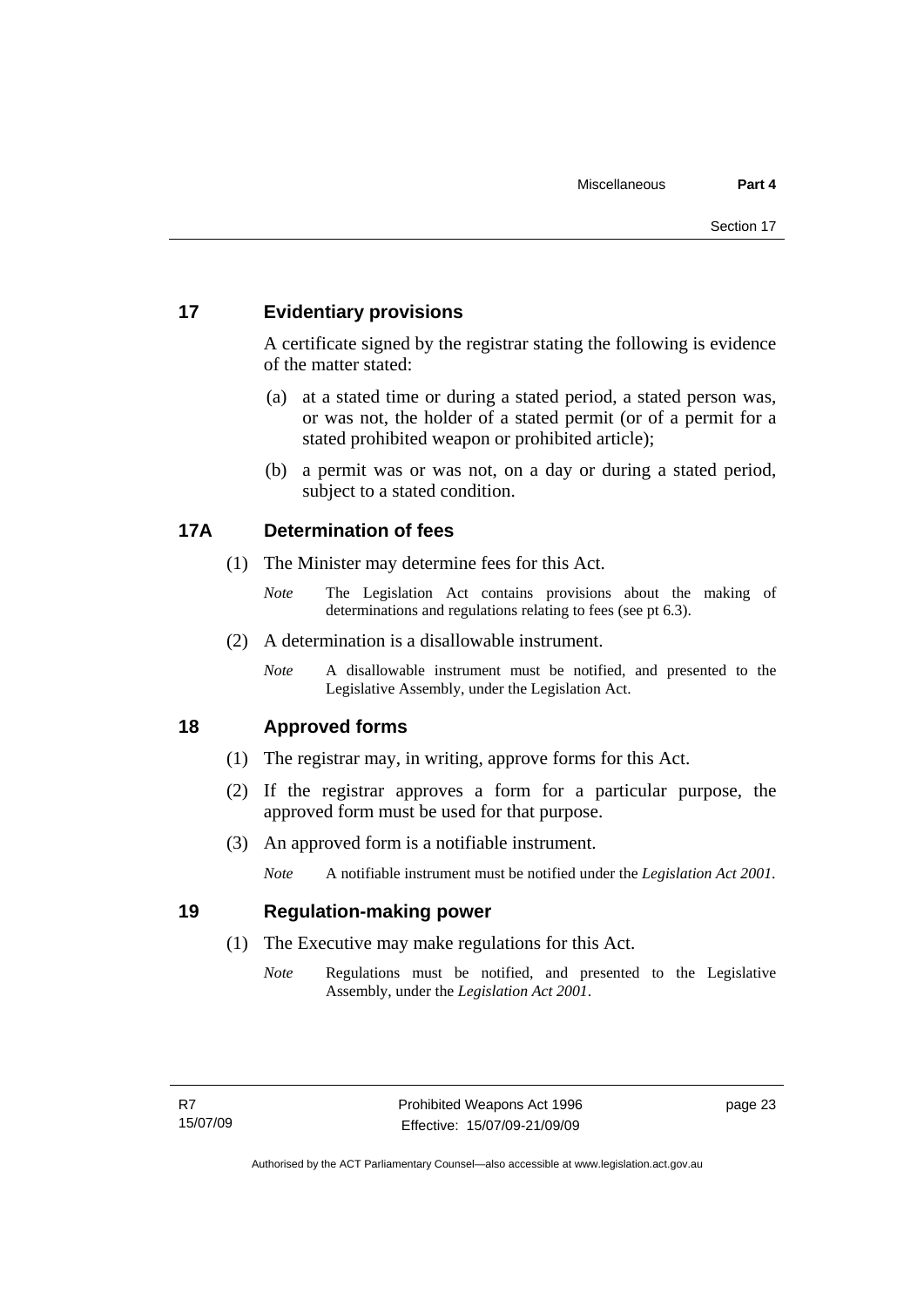## 17 Evidentiary provisions

A certificate signed by the registrar stating the following is evidence of the matter stated:

(a) at a stated time or during a stated period, a stated person was, or was not, the holder of a stated permit (or of a permit for a stated prohibited weapon or prohibited article);

(b) a permit was or was not, on a day or during a stated period, subject to a stated condition.

## 17A Determination of fees

(1) The Minister may determine fees for this Act.

*Note* The Legislation Act contains provisions about the making of determinations and regulations relating to fees (see pt 6.3).

(2) A determination is a disallowable instrument.

*Note* A disallowable instrument must be notified, and presented to the Legislative Assembly, under the Legislation Act.

## 18 Approved forms

(1) The registrar may, in writing, approve forms for this Act.

(2) If the registrar approves a form for a particular purpose, the approved form must be used for that purpose.

(3) An approved form is a notifiable instrument.

*Note* A notifiable instrument must be notified under the *Legislation Act 2001*.

## 19 Regulation-making power

(1) The Executive may make regulations for this Act.

*Note* Regulations must be notified, and presented to the Legislative Assembly, under the *Legislation Act 2001*.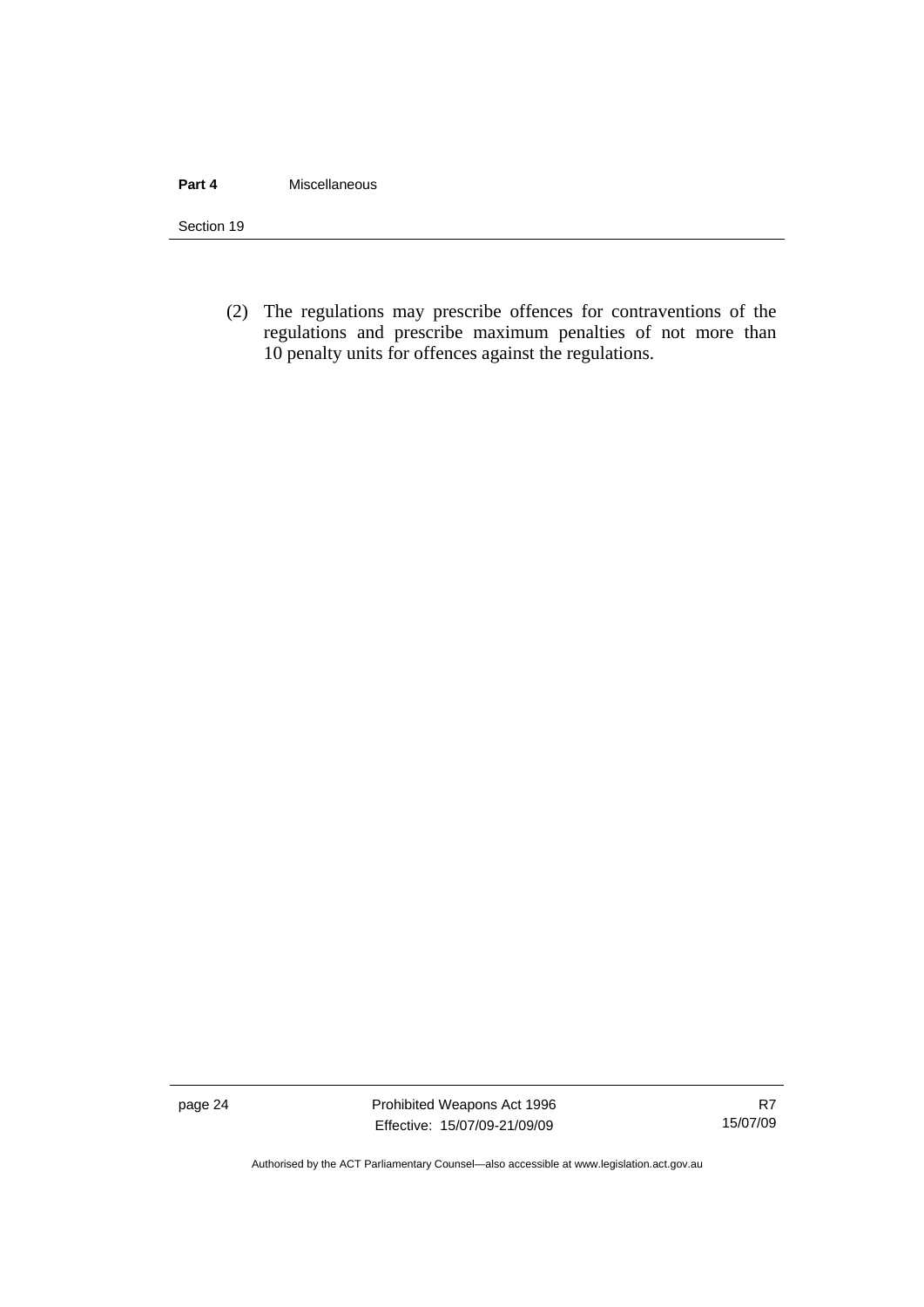(2) The regulations may prescribe offences for contraventions of the regulations and prescribe maximum penalties of not more than 10 penalty units for offences against the regulations.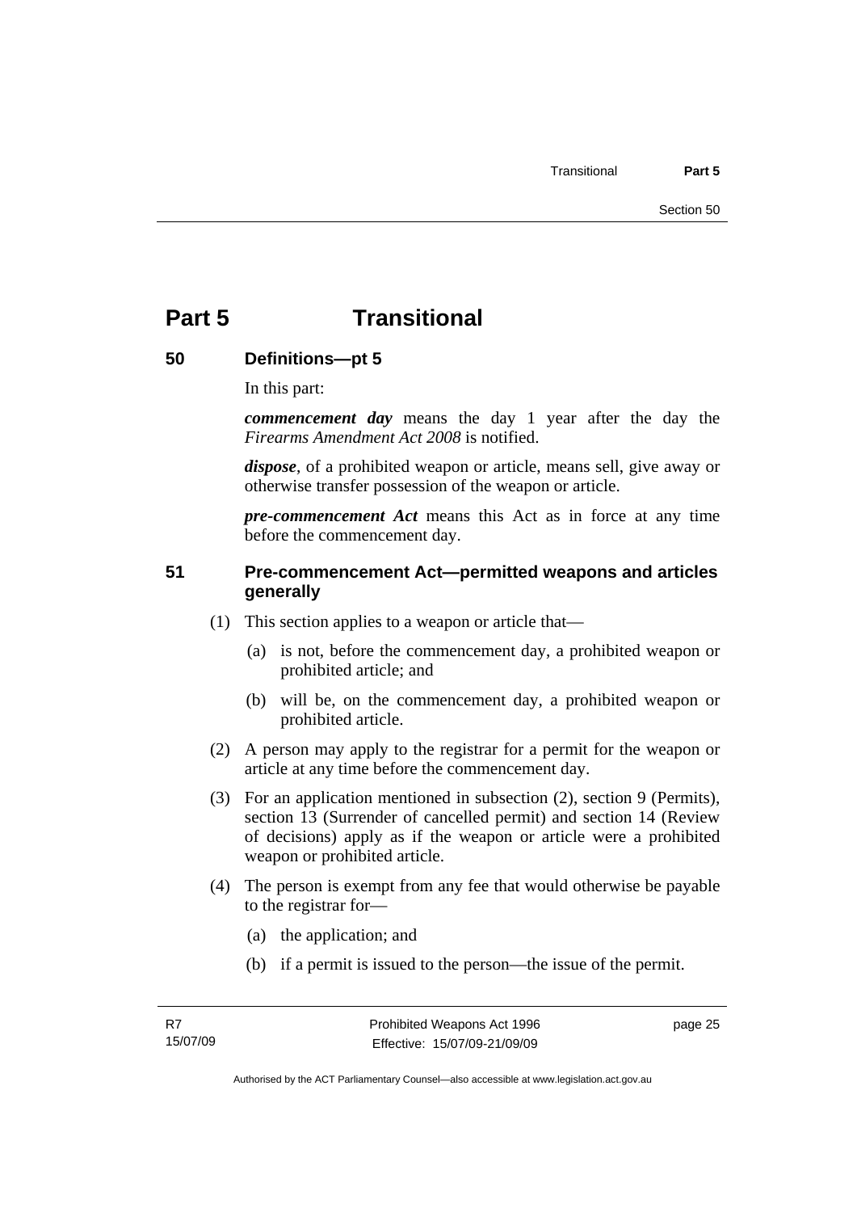# Part 5 Transitional

## 50 Definitions—pt 5

In this part:

***commencement day*** means the day 1 year after the day the *Firearms Amendment Act 2008* is notified.

***dispose***, of a prohibited weapon or article, means sell, give away or otherwise transfer possession of the weapon or article.

***pre-commencement Act*** means this Act as in force at any time before the commencement day.

## 51 Pre-commencement Act—permitted weapons and articles generally

(1) This section applies to a weapon or article that—

(a) is not, before the commencement day, a prohibited weapon or prohibited article; and

(b) will be, on the commencement day, a prohibited weapon or prohibited article.

(2) A person may apply to the registrar for a permit for the weapon or article at any time before the commencement day.

(3) For an application mentioned in subsection (2), section 9 (Permits), section 13 (Surrender of cancelled permit) and section 14 (Review of decisions) apply as if the weapon or article were a prohibited weapon or prohibited article.

(4) The person is exempt from any fee that would otherwise be payable to the registrar for—

(a) the application; and

(b) if a permit is issued to the person—the issue of the permit.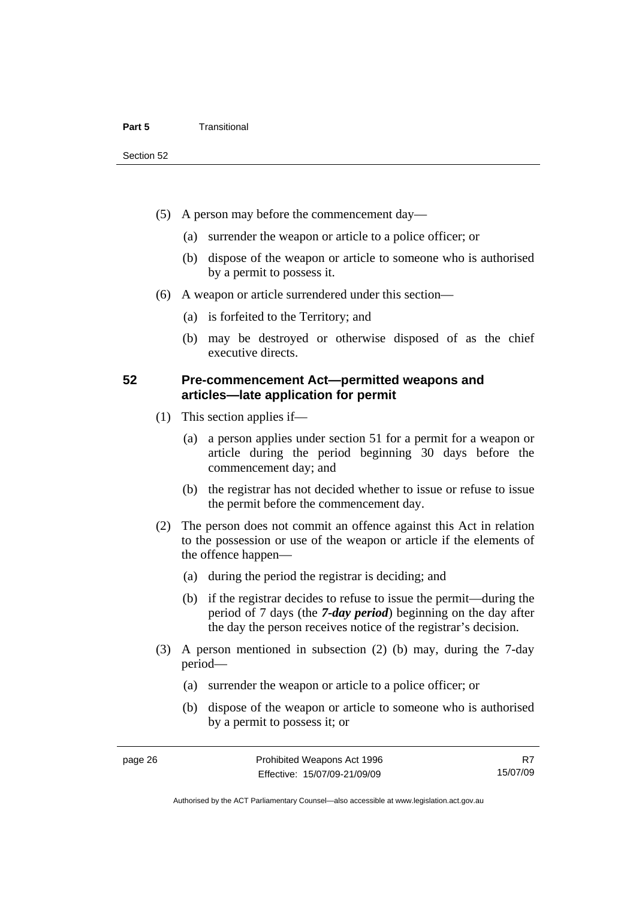(5) A person may before the commencement day—

  (a) surrender the weapon or article to a police officer; or

  (b) dispose of the weapon or article to someone who is authorised by a permit to possess it.

(6) A weapon or article surrendered under this section—

  (a) is forfeited to the Territory; and

  (b) may be destroyed or otherwise disposed of as the chief executive directs.

## 52 Pre-commencement Act—permitted weapons and articles—late application for permit

(1) This section applies if—

  (a) a person applies under section 51 for a permit for a weapon or article during the period beginning 30 days before the commencement day; and

  (b) the registrar has not decided whether to issue or refuse to issue the permit before the commencement day.

(2) The person does not commit an offence against this Act in relation to the possession or use of the weapon or article if the elements of the offence happen—

  (a) during the period the registrar is deciding; and

  (b) if the registrar decides to refuse to issue the permit—during the period of 7 days (the ***7-day period***) beginning on the day after the day the person receives notice of the registrar's decision.

(3) A person mentioned in subsection (2) (b) may, during the 7-day period—

  (a) surrender the weapon or article to a police officer; or

  (b) dispose of the weapon or article to someone who is authorised by a permit to possess it; or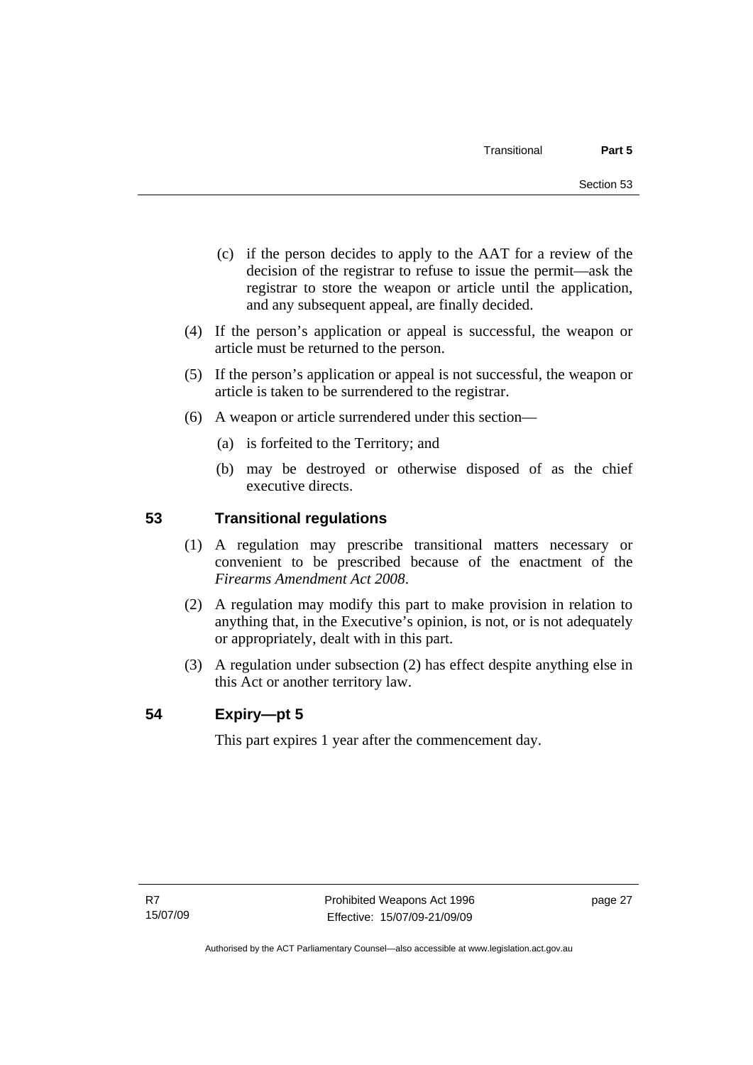(c) if the person decides to apply to the AAT for a review of the decision of the registrar to refuse to issue the permit—ask the registrar to store the weapon or article until the application, and any subsequent appeal, are finally decided.

(4) If the person's application or appeal is successful, the weapon or article must be returned to the person.

(5) If the person's application or appeal is not successful, the weapon or article is taken to be surrendered to the registrar.

(6) A weapon or article surrendered under this section—

(a) is forfeited to the Territory; and

(b) may be destroyed or otherwise disposed of as the chief executive directs.

## 53 Transitional regulations

(1) A regulation may prescribe transitional matters necessary or convenient to be prescribed because of the enactment of the *Firearms Amendment Act 2008*.

(2) A regulation may modify this part to make provision in relation to anything that, in the Executive's opinion, is not, or is not adequately or appropriately, dealt with in this part.

(3) A regulation under subsection (2) has effect despite anything else in this Act or another territory law.

## 54 Expiry—pt 5

This part expires 1 year after the commencement day.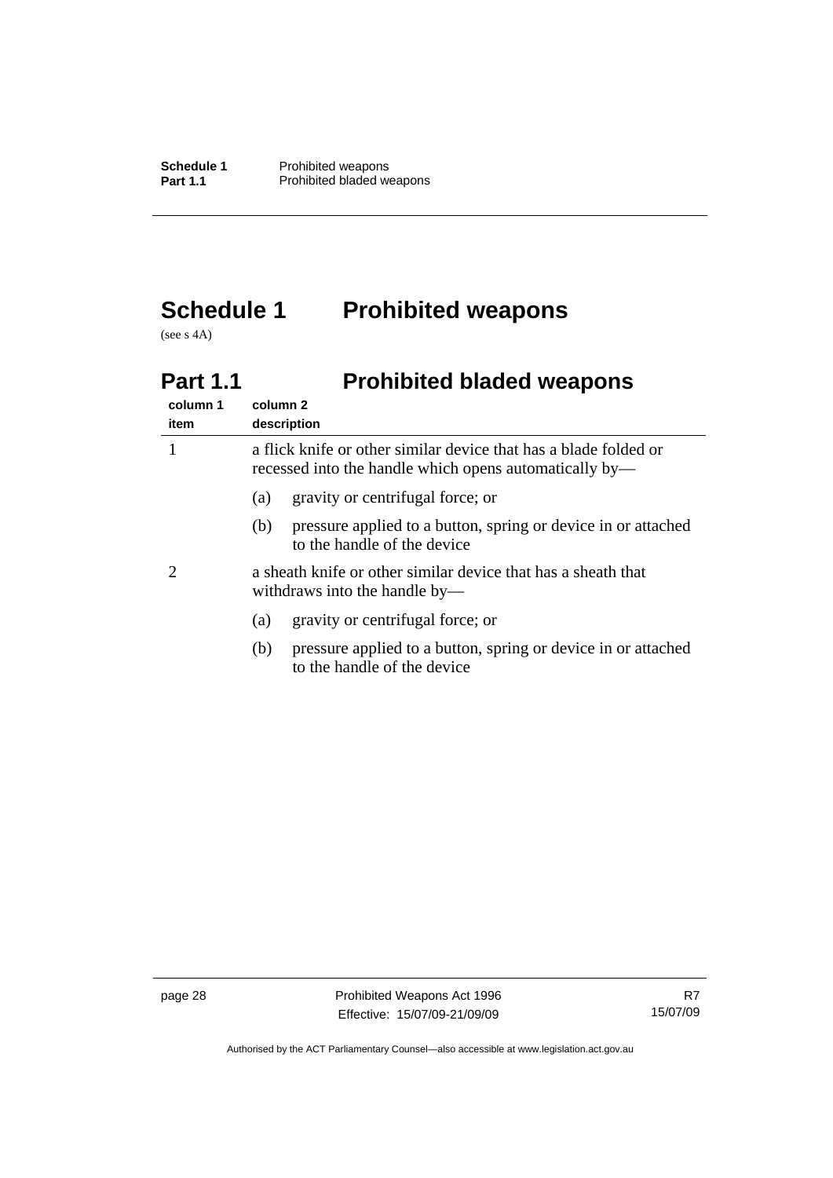# Schedule 1 Prohibited weapons

(see s 4A)

## Part 1.1 Prohibited bladed weapons

| column 1<br>item | column 2<br>description |
|---|---|
| 1 | a flick knife or other similar device that has a blade folded or recessed into the handle which opens automatically by—<br>(a) gravity or centrifugal force; or<br>(b) pressure applied to a button, spring or device in or attached to the handle of the device |
| 2 | a sheath knife or other similar device that has a sheath that withdraws into the handle by—<br>(a) gravity or centrifugal force; or<br>(b) pressure applied to a button, spring or device in or attached to the handle of the device |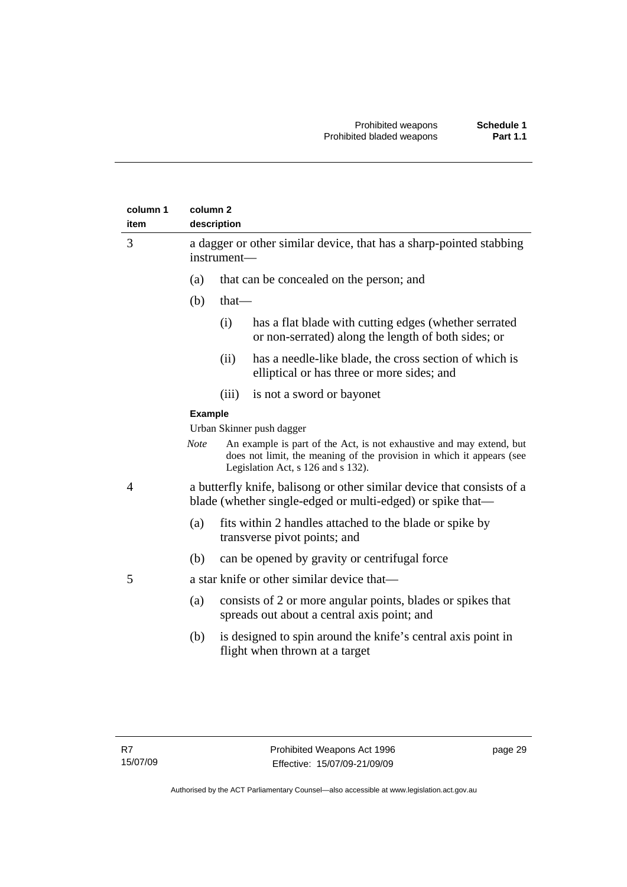| column 1 item | column 2 description |
|---|---|
| 3 | a dagger or other similar device, that has a sharp-pointed stabbing instrument—<br>(a) that can be concealed on the person; and<br>(b) that—<br>(i) has a flat blade with cutting edges (whether serrated or non-serrated) along the length of both sides; or<br>(ii) has a needle-like blade, the cross section of which is elliptical or has three or more sides; and<br>(iii) is not a sword or bayonet<br>**Example**<br>Urban Skinner push dagger<br>*Note* An example is part of the Act, is not exhaustive and may extend, but does not limit, the meaning of the provision in which it appears (see Legislation Act, s 126 and s 132). |
| 4 | a butterfly knife, balisong or other similar device that consists of a blade (whether single-edged or multi-edged) or spike that—<br>(a) fits within 2 handles attached to the blade or spike by transverse pivot points; and<br>(b) can be opened by gravity or centrifugal force |
| 5 | a star knife or other similar device that—<br>(a) consists of 2 or more angular points, blades or spikes that spreads out about a central axis point; and<br>(b) is designed to spin around the knife's central axis point in flight when thrown at a target |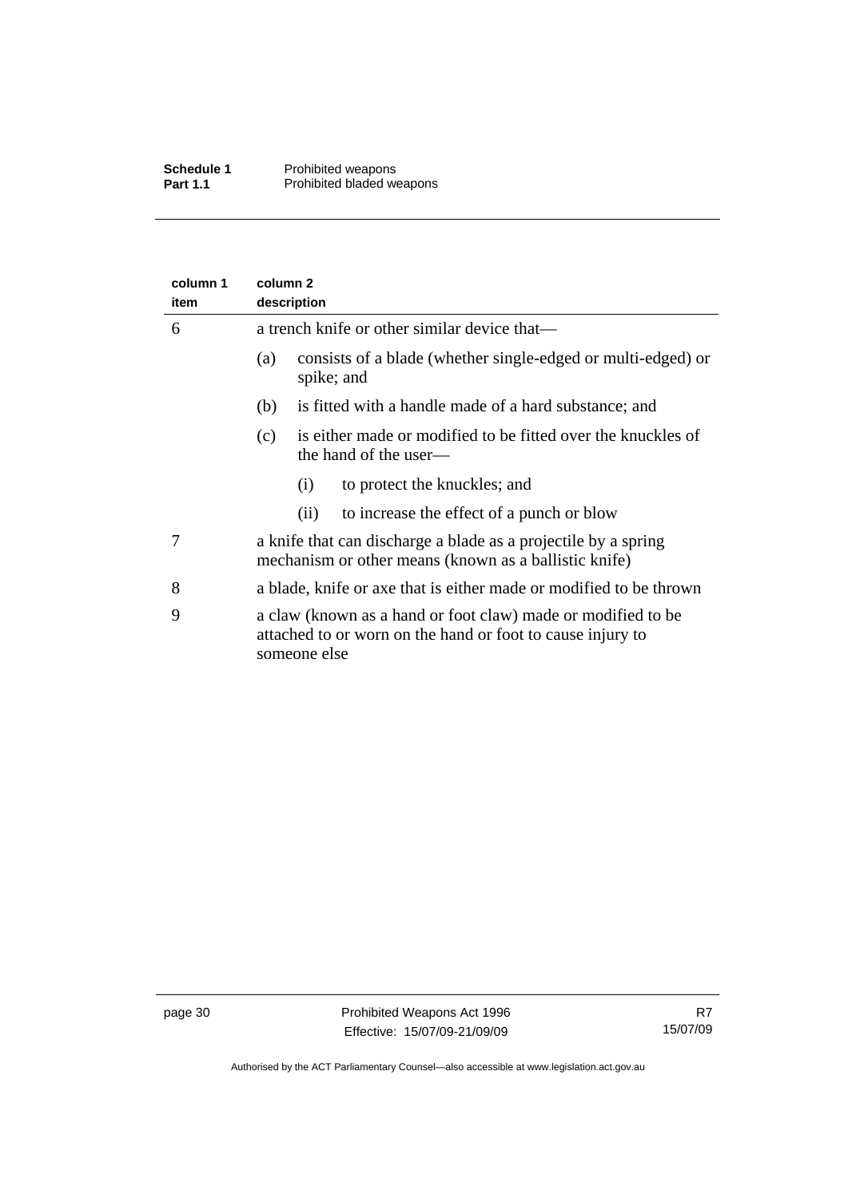| column 1 item | column 2 description |
|---|---|
| 6 | a trench knife or other similar device that—<br>(a) consists of a blade (whether single-edged or multi-edged) or spike; and<br>(b) is fitted with a handle made of a hard substance; and<br>(c) is either made or modified to be fitted over the knuckles of the hand of the user—<br>(i) to protect the knuckles; and<br>(ii) to increase the effect of a punch or blow |
| 7 | a knife that can discharge a blade as a projectile by a spring mechanism or other means (known as a ballistic knife) |
| 8 | a blade, knife or axe that is either made or modified to be thrown |
| 9 | a claw (known as a hand or foot claw) made or modified to be attached to or worn on the hand or foot to cause injury to someone else |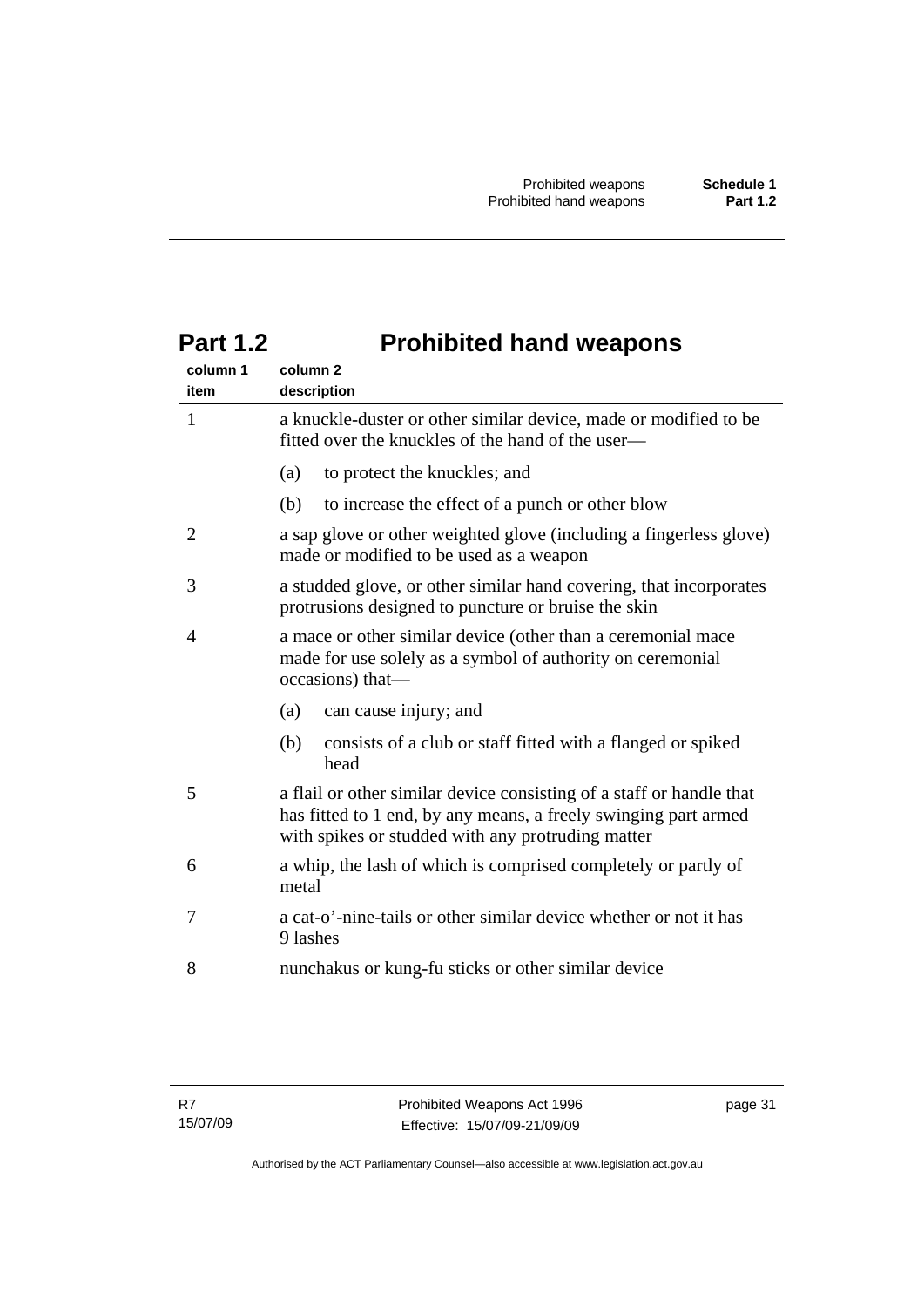# Part 1.2 Prohibited hand weapons

| column 1 item | column 2 description |
|---|---|
| 1 | a knuckle-duster or other similar device, made or modified to be fitted over the knuckles of the hand of the user—<br>(a) to protect the knuckles; and<br>(b) to increase the effect of a punch or other blow |
| 2 | a sap glove or other weighted glove (including a fingerless glove) made or modified to be used as a weapon |
| 3 | a studded glove, or other similar hand covering, that incorporates protrusions designed to puncture or bruise the skin |
| 4 | a mace or other similar device (other than a ceremonial mace made for use solely as a symbol of authority on ceremonial occasions) that—<br>(a) can cause injury; and<br>(b) consists of a club or staff fitted with a flanged or spiked head |
| 5 | a flail or other similar device consisting of a staff or handle that has fitted to 1 end, by any means, a freely swinging part armed with spikes or studded with any protruding matter |
| 6 | a whip, the lash of which is comprised completely or partly of metal |
| 7 | a cat-o'-nine-tails or other similar device whether or not it has 9 lashes |
| 8 | nunchakus or kung-fu sticks or other similar device |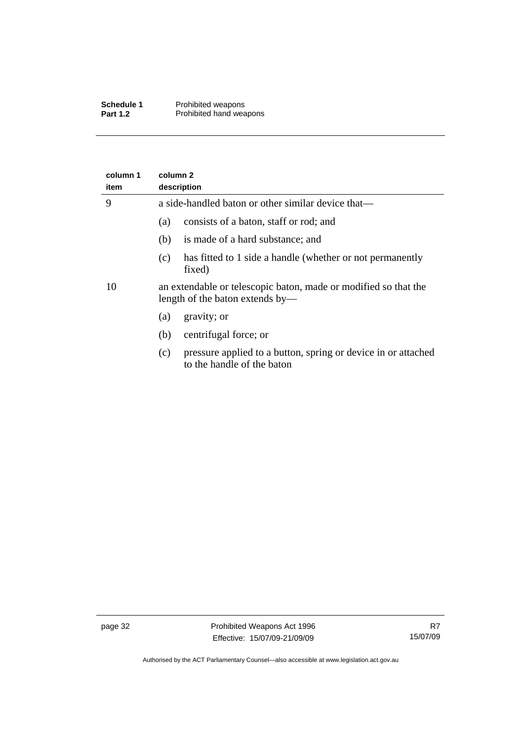| column 1 item | column 2 description |
|---|---|
| 9 | a side-handled baton or other similar device that—<br>(a) consists of a baton, staff or rod; and<br>(b) is made of a hard substance; and<br>(c) has fitted to 1 side a handle (whether or not permanently fixed) |
| 10 | an extendable or telescopic baton, made or modified so that the length of the baton extends by—<br>(a) gravity; or<br>(b) centrifugal force; or<br>(c) pressure applied to a button, spring or device in or attached to the handle of the baton |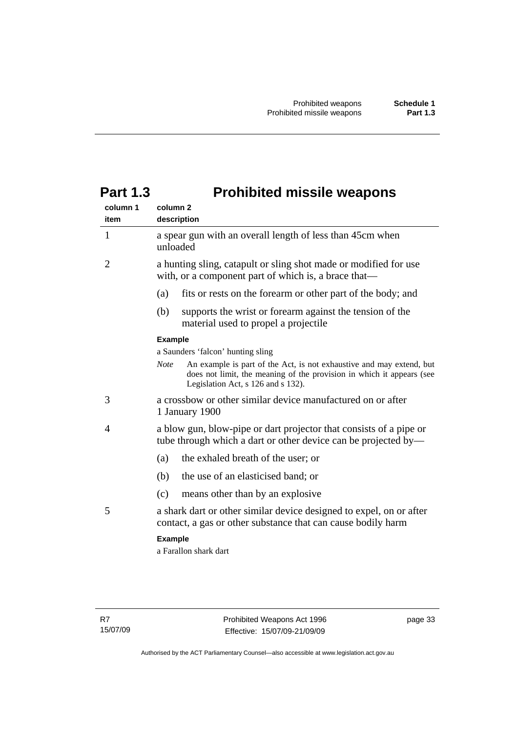# Part 1.3 Prohibited missile weapons

| column 1 item | column 2 description |
|---|---|
| 1 | a spear gun with an overall length of less than 45cm when unloaded |
| 2 | a hunting sling, catapult or sling shot made or modified for use with, or a component part of which is, a brace that—<br>(a) fits or rests on the forearm or other part of the body; and<br>(b) supports the wrist or forearm against the tension of the material used to propel a projectile<br>**Example**<br>a Saunders 'falcon' hunting sling<br>*Note* An example is part of the Act, is not exhaustive and may extend, but does not limit, the meaning of the provision in which it appears (see Legislation Act, s 126 and s 132). |
| 3 | a crossbow or other similar device manufactured on or after 1 January 1900 |
| 4 | a blow gun, blow-pipe or dart projector that consists of a pipe or tube through which a dart or other device can be projected by—<br>(a) the exhaled breath of the user; or<br>(b) the use of an elasticised band; or<br>(c) means other than by an explosive |
| 5 | a shark dart or other similar device designed to expel, on or after contact, a gas or other substance that can cause bodily harm<br>**Example**<br>a Farallon shark dart |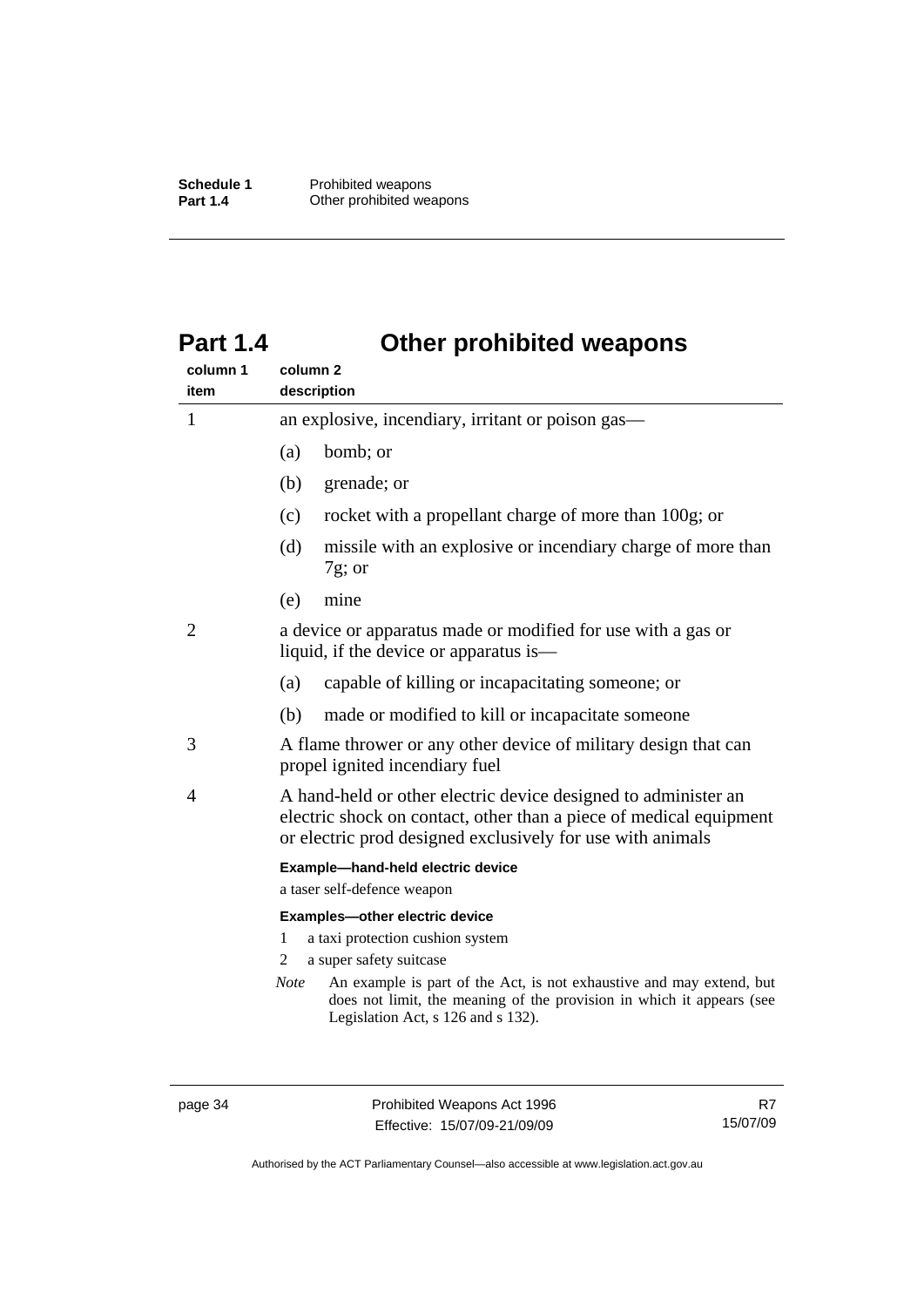# Part 1.4 Other prohibited weapons

| column 1 item | column 2 description |
|---|---|
| 1 | an explosive, incendiary, irritant or poison gas—<br>(a) bomb; or<br>(b) grenade; or<br>(c) rocket with a propellant charge of more than 100g; or<br>(d) missile with an explosive or incendiary charge of more than 7g; or<br>(e) mine |
| 2 | a device or apparatus made or modified for use with a gas or liquid, if the device or apparatus is—<br>(a) capable of killing or incapacitating someone; or<br>(b) made or modified to kill or incapacitate someone |
| 3 | A flame thrower or any other device of military design that can propel ignited incendiary fuel |
| 4 | A hand-held or other electric device designed to administer an electric shock on contact, other than a piece of medical equipment or electric prod designed exclusively for use with animals<br>**Example—hand-held electric device**<br>a taser self-defence weapon<br>**Examples—other electric device**<br>1 a taxi protection cushion system<br>2 a super safety suitcase<br>*Note* An example is part of the Act, is not exhaustive and may extend, but does not limit, the meaning of the provision in which it appears (see Legislation Act, s 126 and s 132). |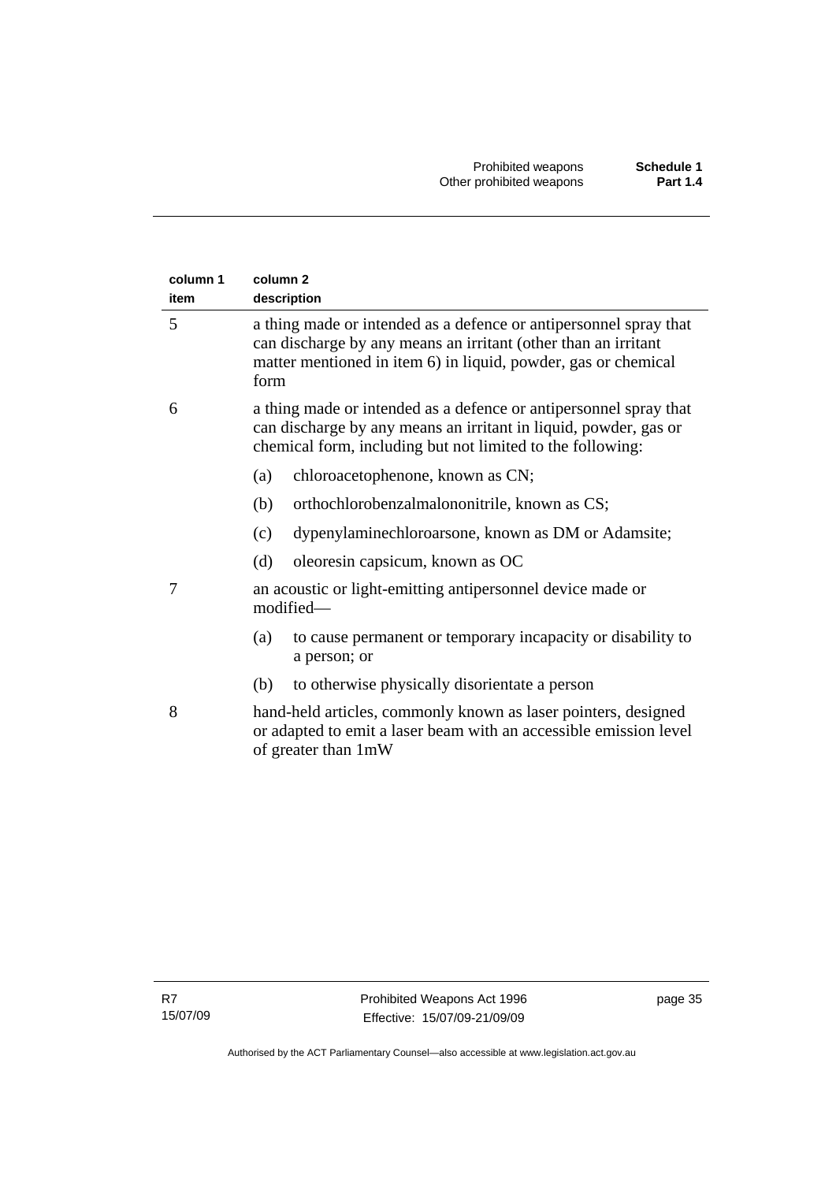| column 1 item | column 2 description |
|---|---|
| 5 | a thing made or intended as a defence or antipersonnel spray that can discharge by any means an irritant (other than an irritant matter mentioned in item 6) in liquid, powder, gas or chemical form |
| 6 | a thing made or intended as a defence or antipersonnel spray that can discharge by any means an irritant in liquid, powder, gas or chemical form, including but not limited to the following:<br>(a) chloroacetophenone, known as CN;<br>(b) orthochlorobenzalmalononitrile, known as CS;<br>(c) dypenylaminechloroarsone, known as DM or Adamsite;<br>(d) oleoresin capsicum, known as OC |
| 7 | an acoustic or light-emitting antipersonnel device made or modified—<br>(a) to cause permanent or temporary incapacity or disability to a person; or<br>(b) to otherwise physically disorientate a person |
| 8 | hand-held articles, commonly known as laser pointers, designed or adapted to emit a laser beam with an accessible emission level of greater than 1mW |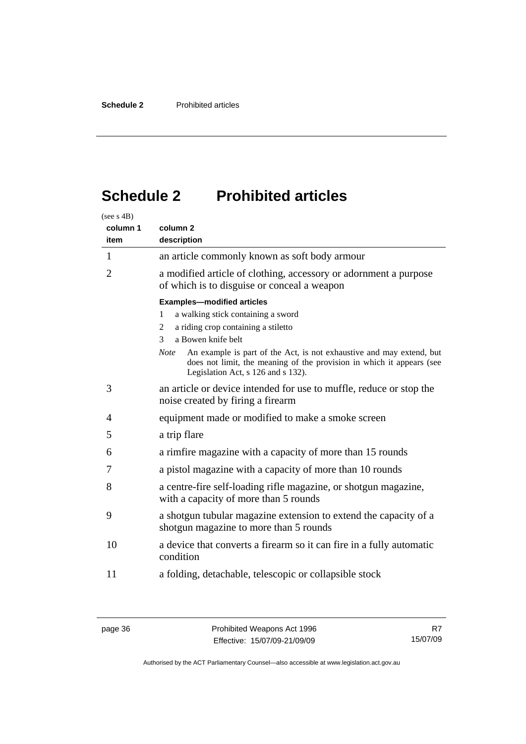# Schedule 2 Prohibited articles

(see s 4B)

| column 1 item | column 2 description |
|---|---|
| 1 | an article commonly known as soft body armour |
| 2 | a modified article of clothing, accessory or adornment a purpose of which is to disguise or conceal a weapon<br><br>**Examples—modified articles**<br>1 a walking stick containing a sword<br>2 a riding crop containing a stiletto<br>3 a Bowen knife belt<br><br>*Note* An example is part of the Act, is not exhaustive and may extend, but does not limit, the meaning of the provision in which it appears (see Legislation Act, s 126 and s 132). |
| 3 | an article or device intended for use to muffle, reduce or stop the noise created by firing a firearm |
| 4 | equipment made or modified to make a smoke screen |
| 5 | a trip flare |
| 6 | a rimfire magazine with a capacity of more than 15 rounds |
| 7 | a pistol magazine with a capacity of more than 10 rounds |
| 8 | a centre-fire self-loading rifle magazine, or shotgun magazine, with a capacity of more than 5 rounds |
| 9 | a shotgun tubular magazine extension to extend the capacity of a shotgun magazine to more than 5 rounds |
| 10 | a device that converts a firearm so it can fire in a fully automatic condition |
| 11 | a folding, detachable, telescopic or collapsible stock |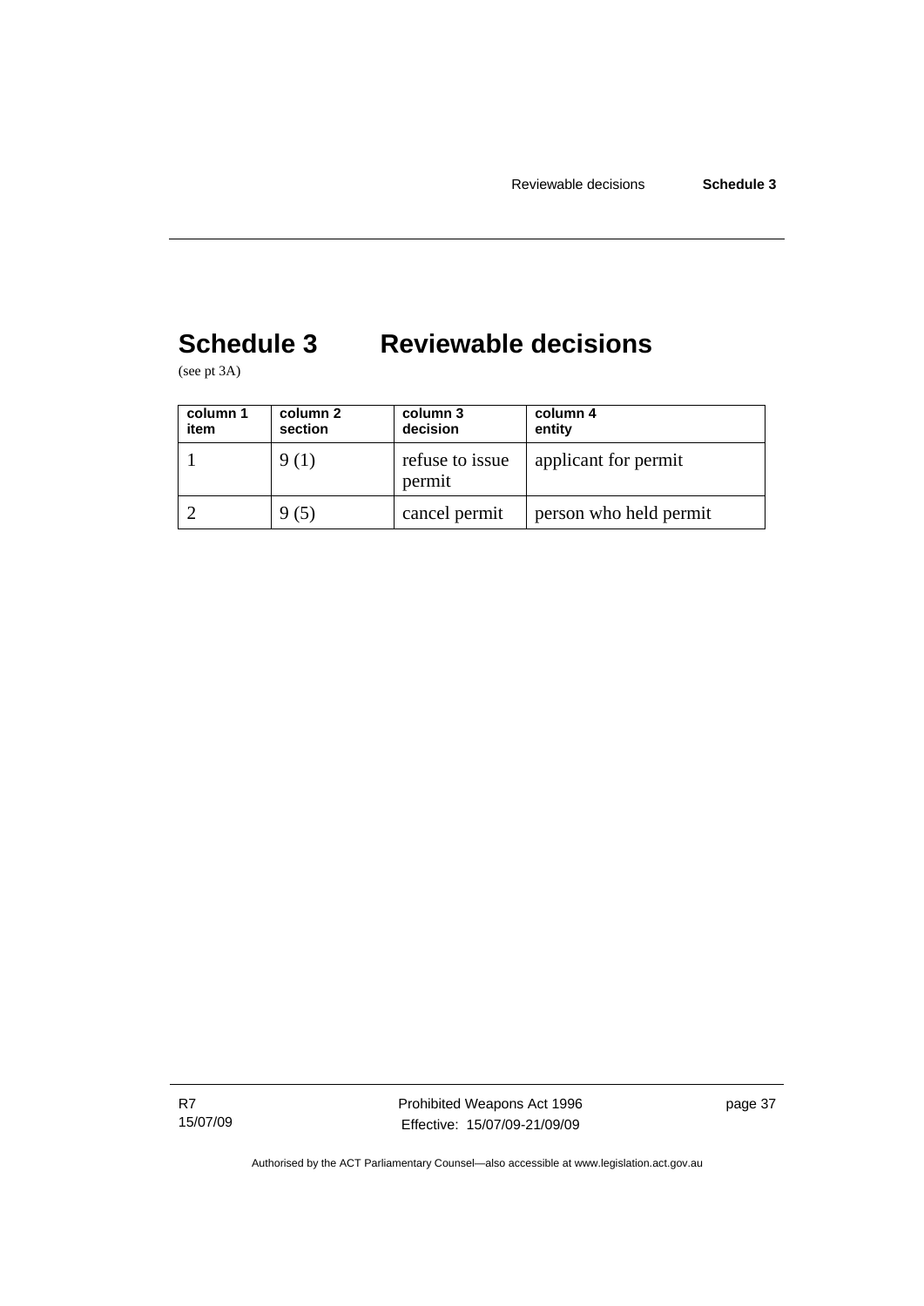# Schedule 3 Reviewable decisions

(see pt 3A)

| column 1 item | column 2 section | column 3 decision | column 4 entity |
| --- | --- | --- | --- |
| 1 | 9 (1) | refuse to issue permit | applicant for permit |
| 2 | 9 (5) | cancel permit | person who held permit |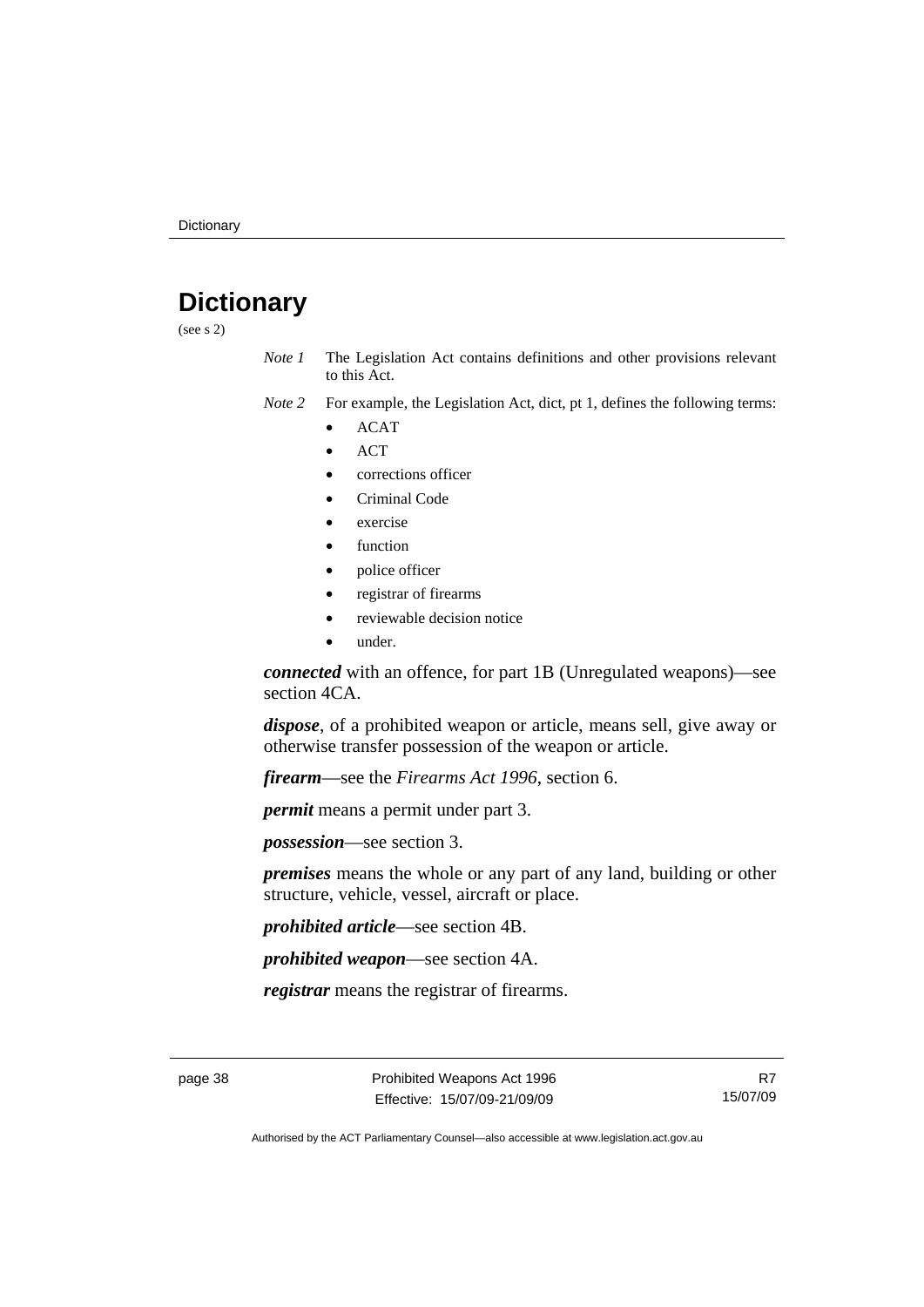# Dictionary

(see s 2)

*Note 1* The Legislation Act contains definitions and other provisions relevant to this Act.

*Note 2* For example, the Legislation Act, dict, pt 1, defines the following terms:

- ACAT
- ACT
- corrections officer
- Criminal Code
- exercise
- function
- police officer
- registrar of firearms
- reviewable decision notice
- under.

***connected*** with an offence, for part 1B (Unregulated weapons)—see section 4CA.

***dispose***, of a prohibited weapon or article, means sell, give away or otherwise transfer possession of the weapon or article.

***firearm***—see the *Firearms Act 1996*, section 6.

***permit*** means a permit under part 3.

***possession***—see section 3.

***premises*** means the whole or any part of any land, building or other structure, vehicle, vessel, aircraft or place.

***prohibited article***—see section 4B.

***prohibited weapon***—see section 4A.

***registrar*** means the registrar of firearms.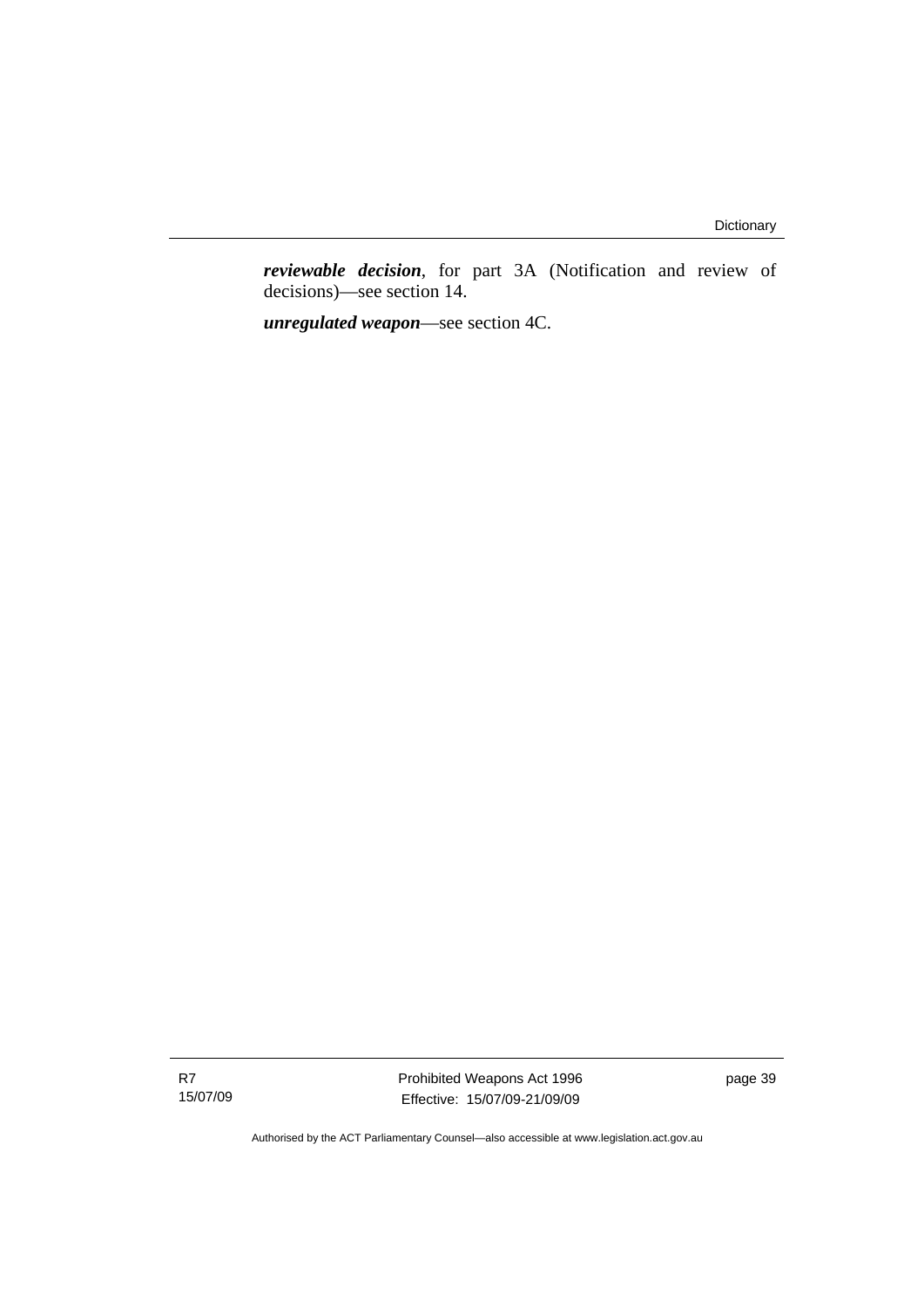***reviewable decision***, for part 3A (Notification and review of decisions)—see section 14.

***unregulated weapon***—see section 4C.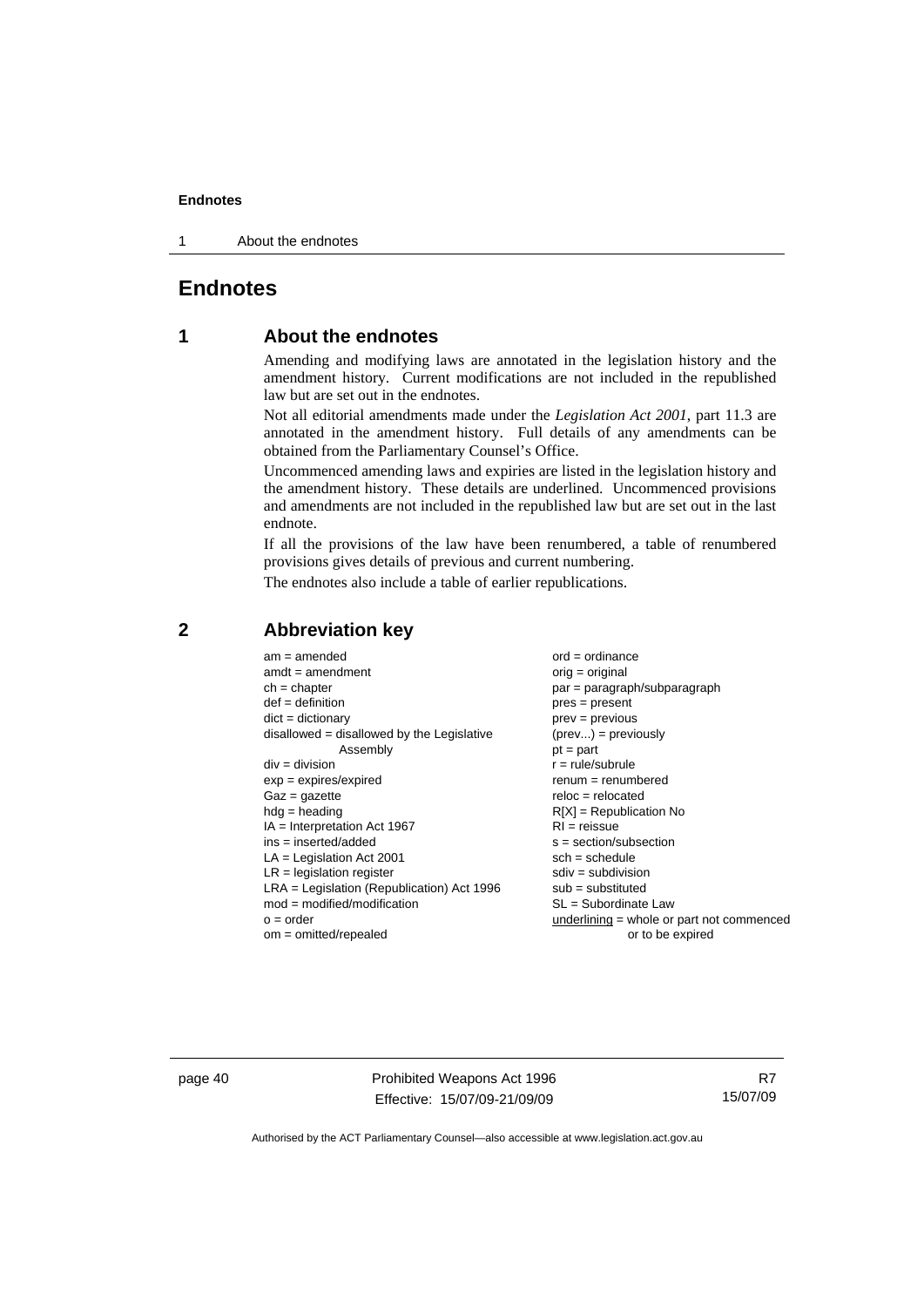# Endnotes

## 1 About the endnotes

Amending and modifying laws are annotated in the legislation history and the amendment history. Current modifications are not included in the republished law but are set out in the endnotes.

Not all editorial amendments made under the *Legislation Act 2001*, part 11.3 are annotated in the amendment history. Full details of any amendments can be obtained from the Parliamentary Counsel's Office.

Uncommenced amending laws and expiries are listed in the legislation history and the amendment history. These details are underlined. Uncommenced provisions and amendments are not included in the republished law but are set out in the last endnote.

If all the provisions of the law have been renumbered, a table of renumbered provisions gives details of previous and current numbering.

The endnotes also include a table of earlier republications.

## 2 Abbreviation key

| | |
|---|---|
| am = amended | ord = ordinance |
| amdt = amendment | orig = original |
| ch = chapter | par = paragraph/subparagraph |
| def = definition | pres = present |
| dict = dictionary | prev = previous |
| disallowed = disallowed by the Legislative Assembly | (prev...) = previously |
| div = division | pt = part |
| exp = expires/expired | r = rule/subrule |
| Gaz = gazette | renum = renumbered |
| hdg = heading | reloc = relocated |
| IA = Interpretation Act 1967 | R[X] = Republication No |
| ins = inserted/added | RI = reissue |
| LA = Legislation Act 2001 | s = section/subsection |
| LR = legislation register | sch = schedule |
| LRA = Legislation (Republication) Act 1996 | sdiv = subdivision |
| mod = modified/modification | sub = substituted |
| o = order | SL = Subordinate Law |
| om = omitted/repealed | underlining = whole or part not commenced or to be expired |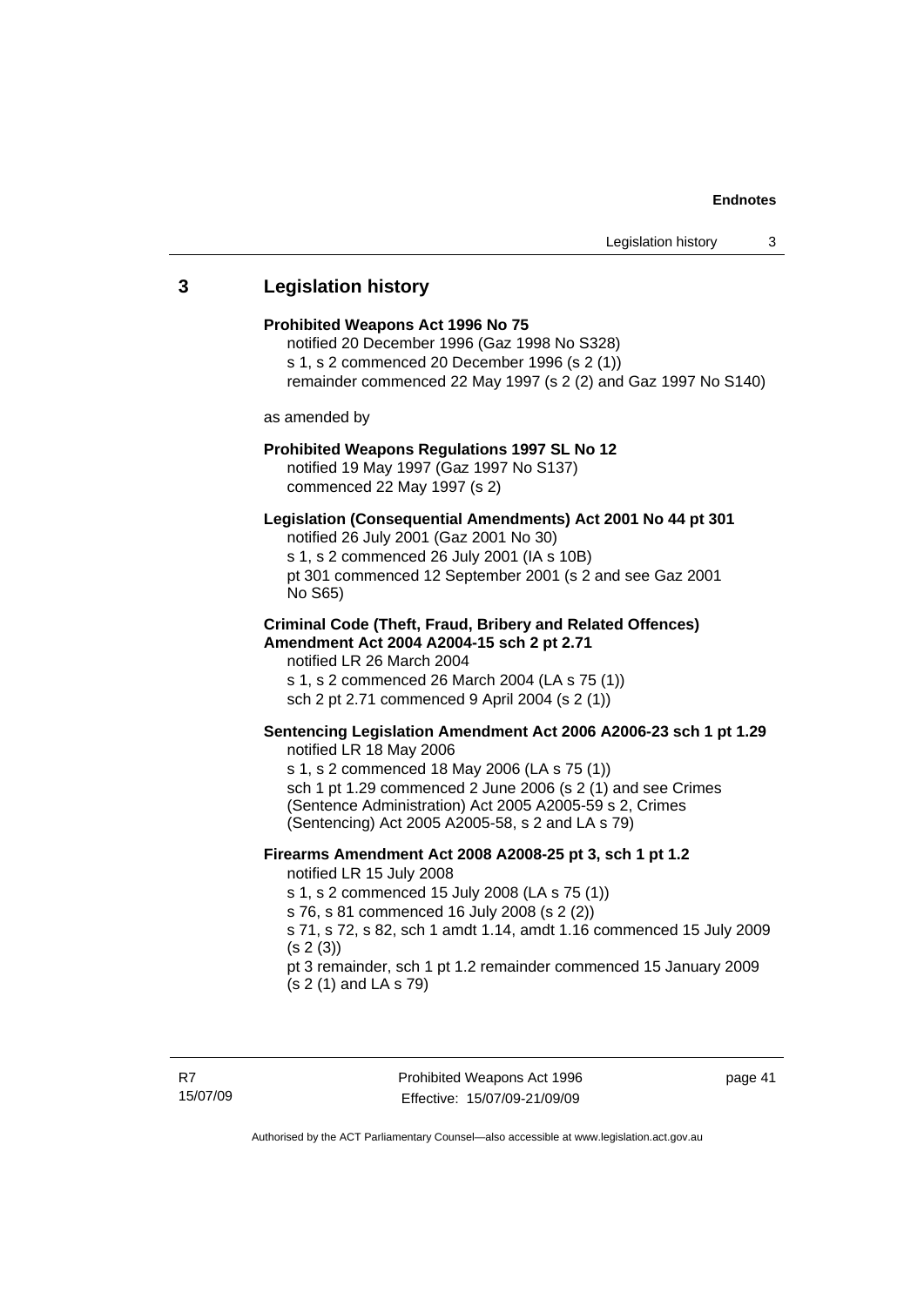## 3 Legislation history

**Prohibited Weapons Act 1996 No 75**

notified 20 December 1996 (Gaz 1998 No S328)
s 1, s 2 commenced 20 December 1996 (s 2 (1))
remainder commenced 22 May 1997 (s 2 (2) and Gaz 1997 No S140)

as amended by

**Prohibited Weapons Regulations 1997 SL No 12**

notified 19 May 1997 (Gaz 1997 No S137)
commenced 22 May 1997 (s 2)

**Legislation (Consequential Amendments) Act 2001 No 44 pt 301**

notified 26 July 2001 (Gaz 2001 No 30)
s 1, s 2 commenced 26 July 2001 (IA s 10B)
pt 301 commenced 12 September 2001 (s 2 and see Gaz 2001 No S65)

**Criminal Code (Theft, Fraud, Bribery and Related Offences) Amendment Act 2004 A2004-15 sch 2 pt 2.71**

notified LR 26 March 2004
s 1, s 2 commenced 26 March 2004 (LA s 75 (1))
sch 2 pt 2.71 commenced 9 April 2004 (s 2 (1))

**Sentencing Legislation Amendment Act 2006 A2006-23 sch 1 pt 1.29**

notified LR 18 May 2006
s 1, s 2 commenced 18 May 2006 (LA s 75 (1))
sch 1 pt 1.29 commenced 2 June 2006 (s 2 (1) and see Crimes (Sentence Administration) Act 2005 A2005-59 s 2, Crimes (Sentencing) Act 2005 A2005-58, s 2 and LA s 79)

**Firearms Amendment Act 2008 A2008-25 pt 3, sch 1 pt 1.2**

notified LR 15 July 2008
s 1, s 2 commenced 15 July 2008 (LA s 75 (1))
s 76, s 81 commenced 16 July 2008 (s 2 (2))
s 71, s 72, s 82, sch 1 amdt 1.14, amdt 1.16 commenced 15 July 2009 (s 2 (3))
pt 3 remainder, sch 1 pt 1.2 remainder commenced 15 January 2009 (s 2 (1) and LA s 79)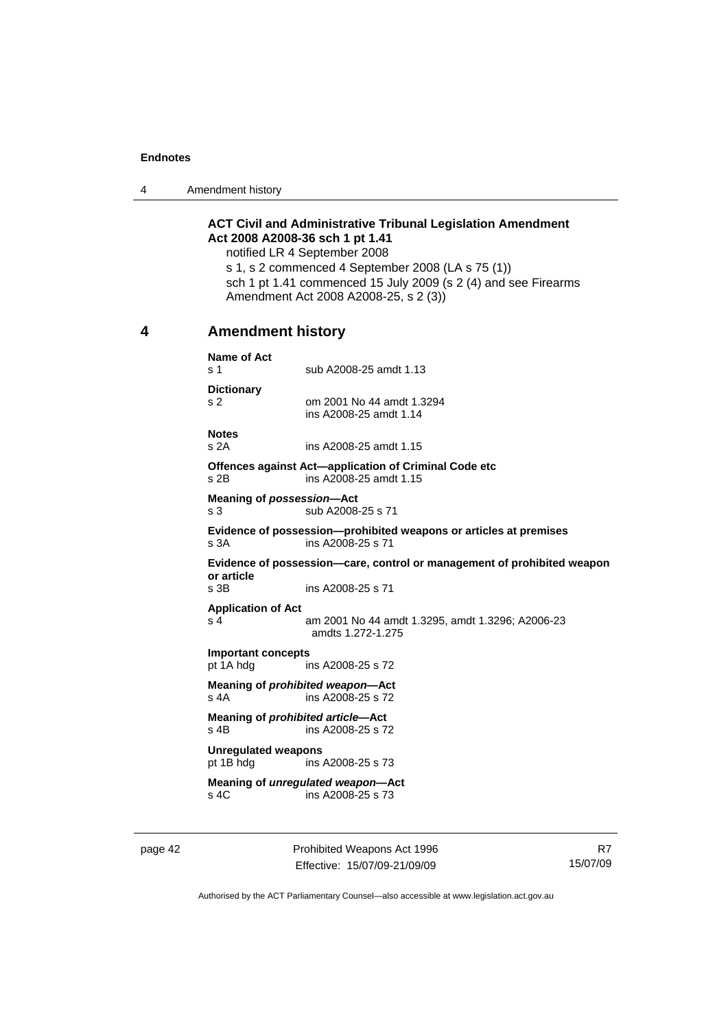**ACT Civil and Administrative Tribunal Legislation Amendment Act 2008 A2008-36 sch 1 pt 1.41**

notified LR 4 September 2008

s 1, s 2 commenced 4 September 2008 (LA s 75 (1))

sch 1 pt 1.41 commenced 15 July 2009 (s 2 (4) and see Firearms Amendment Act 2008 A2008-25, s 2 (3))

## 4 Amendment history

**Name of Act**
s 1 sub A2008-25 amdt 1.13

**Dictionary**
s 2 om 2001 No 44 amdt 1.3294
ins A2008-25 amdt 1.14

**Notes**
s 2A ins A2008-25 amdt 1.15

**Offences against Act—application of Criminal Code etc**
s 2B ins A2008-25 amdt 1.15

**Meaning of *possession*—Act**
s 3 sub A2008-25 s 71

**Evidence of possession—prohibited weapons or articles at premises**
s 3A ins A2008-25 s 71

**Evidence of possession—care, control or management of prohibited weapon or article**
s 3B ins A2008-25 s 71

**Application of Act**
s 4 am 2001 No 44 amdt 1.3295, amdt 1.3296; A2006-23 amdts 1.272-1.275

**Important concepts**
pt 1A hdg ins A2008-25 s 72

**Meaning of *prohibited weapon*—Act**
s 4A ins A2008-25 s 72

**Meaning of *prohibited article*—Act**
s 4B ins A2008-25 s 72

**Unregulated weapons**
pt 1B hdg ins A2008-25 s 73

**Meaning of *unregulated weapon*—Act**
s 4C ins A2008-25 s 73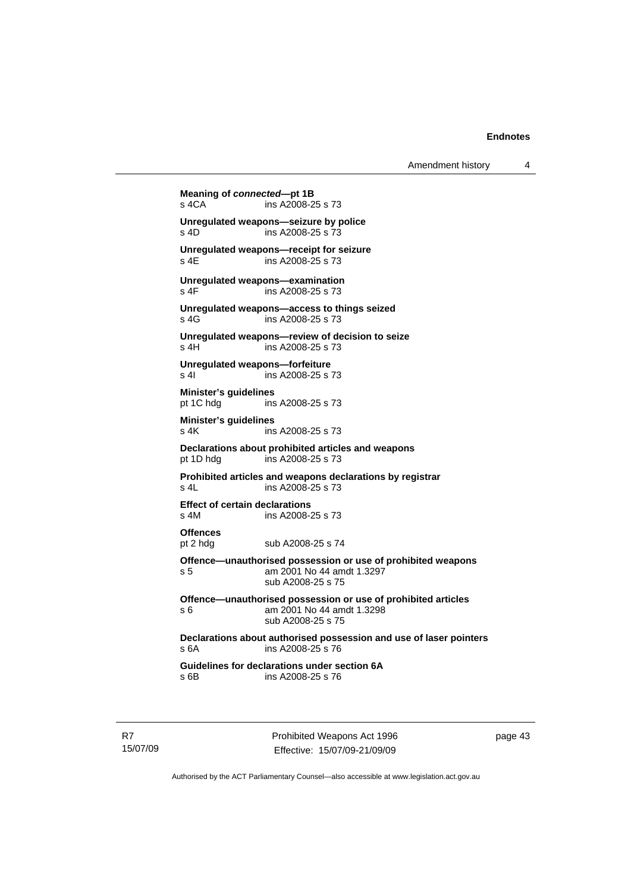**Meaning of *connected*—pt 1B**
s 4CA ins A2008-25 s 73

**Unregulated weapons—seizure by police**
s 4D ins A2008-25 s 73

**Unregulated weapons—receipt for seizure**
s 4E ins A2008-25 s 73

**Unregulated weapons—examination**
s 4F ins A2008-25 s 73

**Unregulated weapons—access to things seized**
s 4G ins A2008-25 s 73

**Unregulated weapons—review of decision to seize**
s 4H ins A2008-25 s 73

**Unregulated weapons—forfeiture**
s 4I ins A2008-25 s 73

**Minister's guidelines**
pt 1C hdg ins A2008-25 s 73

**Minister's guidelines**
s 4K ins A2008-25 s 73

**Declarations about prohibited articles and weapons**
pt 1D hdg ins A2008-25 s 73

**Prohibited articles and weapons declarations by registrar**
s 4L ins A2008-25 s 73

**Effect of certain declarations**
s 4M ins A2008-25 s 73

**Offences**
pt 2 hdg sub A2008-25 s 74

**Offence—unauthorised possession or use of prohibited weapons**
s 5 am 2001 No 44 amdt 1.3297
sub A2008-25 s 75

**Offence—unauthorised possession or use of prohibited articles**
s 6 am 2001 No 44 amdt 1.3298
sub A2008-25 s 75

**Declarations about authorised possession and use of laser pointers**
s 6A ins A2008-25 s 76

**Guidelines for declarations under section 6A**
s 6B ins A2008-25 s 76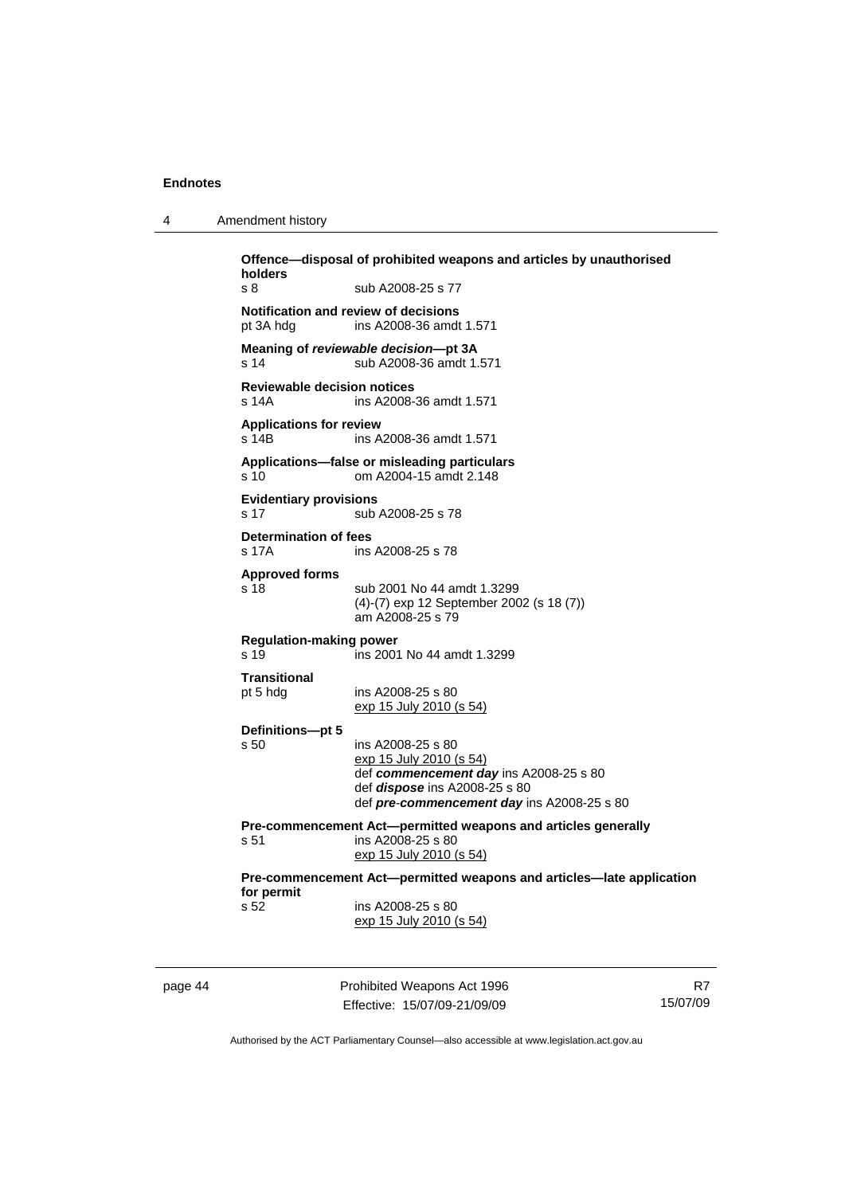**Offence—disposal of prohibited weapons and articles by unauthorised holders**

s 8 sub A2008-25 s 77

**Notification and review of decisions**

pt 3A hdg ins A2008-36 amdt 1.571

**Meaning of *reviewable decision*—pt 3A**

s 14 sub A2008-36 amdt 1.571

**Reviewable decision notices**

s 14A ins A2008-36 amdt 1.571

**Applications for review**

s 14B ins A2008-36 amdt 1.571

**Applications—false or misleading particulars**

s 10 om A2004-15 amdt 2.148

**Evidentiary provisions**

s 17 sub A2008-25 s 78

**Determination of fees**

s 17A ins A2008-25 s 78

**Approved forms**

s 18 sub 2001 No 44 amdt 1.3299
(4)-(7) exp 12 September 2002 (s 18 (7))
am A2008-25 s 79

**Regulation-making power**

s 19 ins 2001 No 44 amdt 1.3299

**Transitional**

pt 5 hdg ins A2008-25 s 80
exp 15 July 2010 (s 54)

**Definitions—pt 5**

s 50 ins A2008-25 s 80
exp 15 July 2010 (s 54)
def ***commencement day*** ins A2008-25 s 80
def ***dispose*** ins A2008-25 s 80
def ***pre-commencement day*** ins A2008-25 s 80

**Pre-commencement Act—permitted weapons and articles generally**

s 51 ins A2008-25 s 80
exp 15 July 2010 (s 54)

**Pre-commencement Act—permitted weapons and articles—late application for permit**

s 52 ins A2008-25 s 80
exp 15 July 2010 (s 54)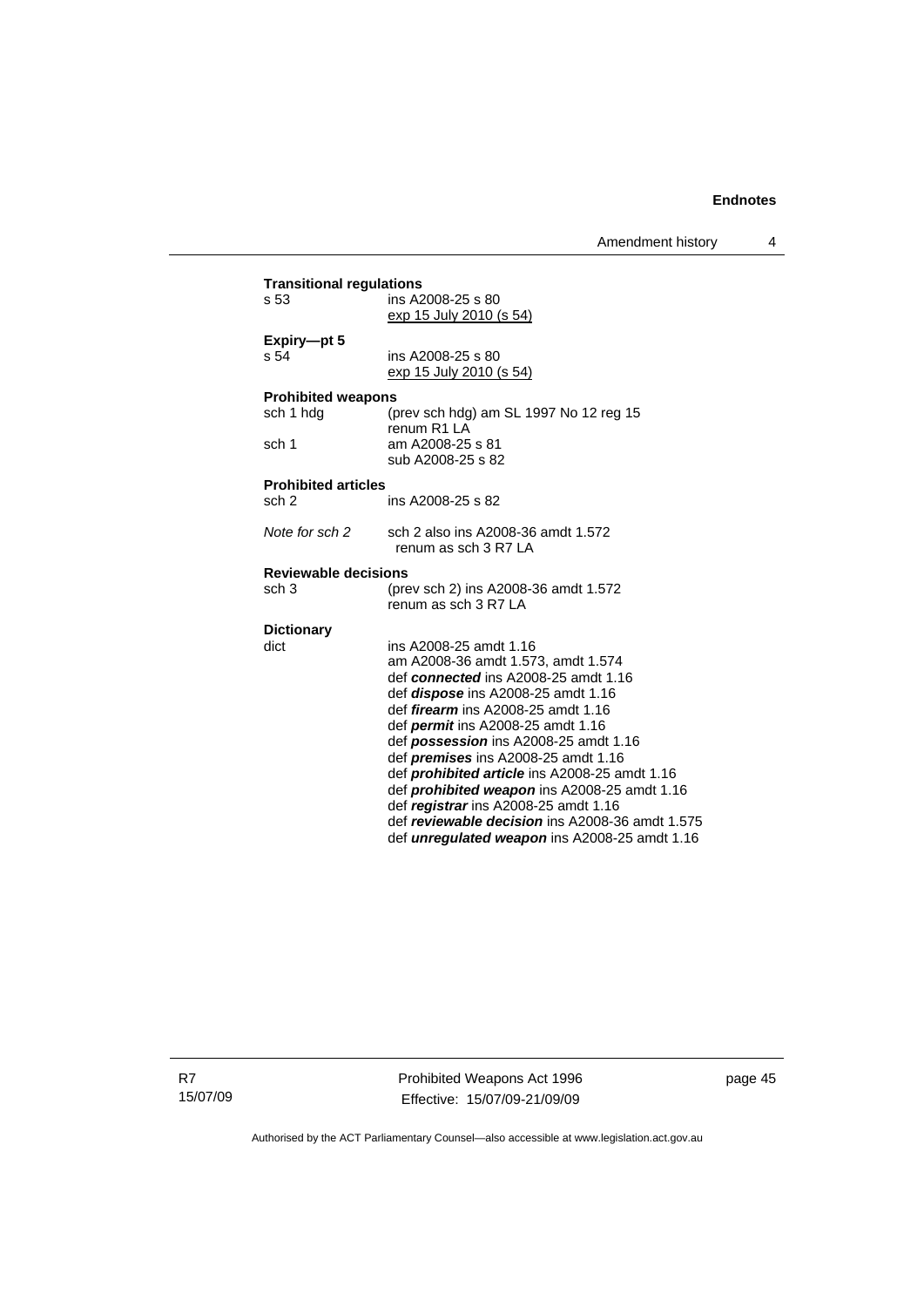**Transitional regulations**

| | |
|---|---|
| s 53 | ins A2008-25 s 80<br>exp 15 July 2010 (s 54) |

**Expiry—pt 5**

| | |
|---|---|
| s 54 | ins A2008-25 s 80<br>exp 15 July 2010 (s 54) |

**Prohibited weapons**

| | |
|---|---|
| sch 1 hdg | (prev sch hdg) am SL 1997 No 12 reg 15<br>renum R1 LA |
| sch 1 | am A2008-25 s 81<br>sub A2008-25 s 82 |

**Prohibited articles**

| | |
|---|---|
| sch 2 | ins A2008-25 s 82 |
| *Note for sch 2* | sch 2 also ins A2008-36 amdt 1.572<br>renum as sch 3 R7 LA |

**Reviewable decisions**

| | |
|---|---|
| sch 3 | (prev sch 2) ins A2008-36 amdt 1.572<br>renum as sch 3 R7 LA |

**Dictionary**

| | |
|---|---|
| dict | ins A2008-25 amdt 1.16<br>am A2008-36 amdt 1.573, amdt 1.574<br>def ***connected*** ins A2008-25 amdt 1.16<br>def ***dispose*** ins A2008-25 amdt 1.16<br>def ***firearm*** ins A2008-25 amdt 1.16<br>def ***permit*** ins A2008-25 amdt 1.16<br>def ***possession*** ins A2008-25 amdt 1.16<br>def ***premises*** ins A2008-25 amdt 1.16<br>def ***prohibited article*** ins A2008-25 amdt 1.16<br>def ***prohibited weapon*** ins A2008-25 amdt 1.16<br>def ***registrar*** ins A2008-25 amdt 1.16<br>def ***reviewable decision*** ins A2008-36 amdt 1.575<br>def ***unregulated weapon*** ins A2008-25 amdt 1.16 |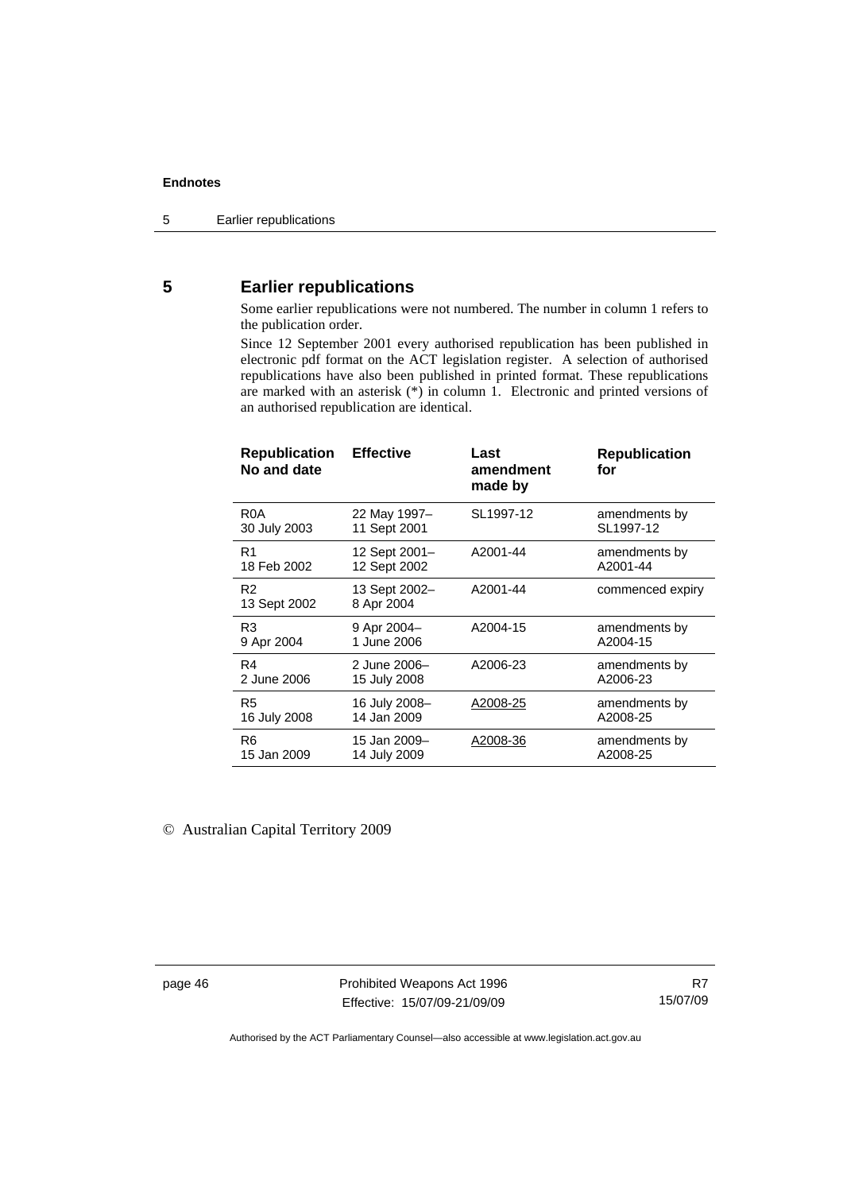## 5 Earlier republications

Some earlier republications were not numbered. The number in column 1 refers to the publication order.

Since 12 September 2001 every authorised republication has been published in electronic pdf format on the ACT legislation register. A selection of authorised republications have also been published in printed format. These republications are marked with an asterisk (*) in column 1. Electronic and printed versions of an authorised republication are identical.

| Republication No and date | Effective | Last amendment made by | Republication for |
|---|---|---|---|
| R0A 30 July 2003 | 22 May 1997– 11 Sept 2001 | SL1997-12 | amendments by SL1997-12 |
| R1 18 Feb 2002 | 12 Sept 2001– 12 Sept 2002 | A2001-44 | amendments by A2001-44 |
| R2 13 Sept 2002 | 13 Sept 2002– 8 Apr 2004 | A2001-44 | commenced expiry |
| R3 9 Apr 2004 | 9 Apr 2004– 1 June 2006 | A2004-15 | amendments by A2004-15 |
| R4 2 June 2006 | 2 June 2006– 15 July 2008 | A2006-23 | amendments by A2006-23 |
| R5 16 July 2008 | 16 July 2008– 14 Jan 2009 | A2008-25 | amendments by A2008-25 |
| R6 15 Jan 2009 | 15 Jan 2009– 14 July 2009 | A2008-36 | amendments by A2008-25 |

© Australian Capital Territory 2009